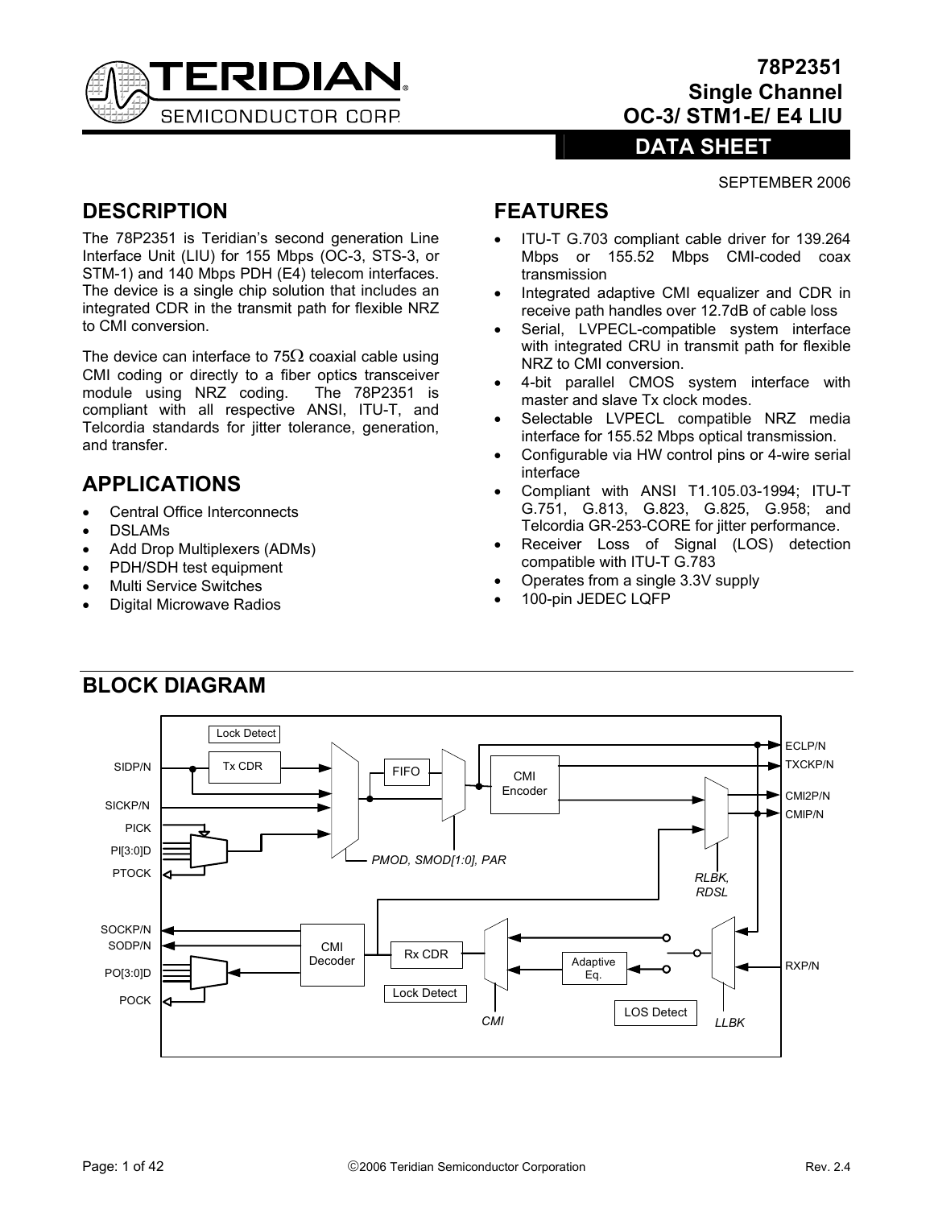# 78P2351 Single Channel OC-3/ STM1-E/ E4 LIU

**DATA SHEET**

SEPTEMBER 2006

## DESCRIPTION

The 78P2351 is Teridian's second generation Line Interface Unit (LIU) for 155 Mbps (OC-3, STS-3, or STM-1) and 140 Mbps PDH (E4) telecom interfaces. The device is a single chip solution that includes an integrated CDR in the transmit path for flexible NRZ to CMI conversion.

The device can interface to 75Ω coaxial cable using CMI coding or directly to a fiber optics transceiver module using NRZ coding. The 78P2351 is compliant with all respective ANSI, ITU-T, and Telcordia standards for jitter tolerance, generation, and transfer.

## APPLICATIONS

- Central Office Interconnects
- DSLAMs
- Add Drop Multiplexers (ADMs)
- PDH/SDH test equipment
- Multi Service Switches
- Digital Microwave Radios

## FEATURES

- ITU-T G.703 compliant cable driver for 139.264 Mbps or 155.52 Mbps CMI-coded coax transmission
- Integrated adaptive CMI equalizer and CDR in receive path handles over 12.7dB of cable loss
- Serial, LVPECL-compatible system interface with integrated CRU in transmit path for flexible NRZ to CMI conversion.
- 4-bit parallel CMOS system interface with master and slave Tx clock modes.
- Selectable LVPECL compatible NRZ media interface for 155.52 Mbps optical transmission.
- Configurable via HW control pins or 4-wire serial interface
- Compliant with ANSI T1.105.03-1994; ITU-T G.751, G.813, G.823, G.825, G.958; and Telcordia GR-253-CORE for jitter performance.
- Receiver Loss of Signal (LOS) detection compatible with ITU-T G.783
- Operates from a single 3.3V supply
- 100-pin JEDEC LQFP

## BLOCK DIAGRAM

Lock Detect | Tx CDR | FIFO | CMI Encoder | SIDP/N | SICKP/N | PICK | PI[3:0]D | PTOCK | PMOD, SMOD[1:0], PAR | ECLP/N | TXCKP/N | CMI2P/N | CMIP/N | RLBK, RDSL | SOCKP/N | SODP/N | PO[3:0]D | POCK | CMI Decoder | Rx CDR | Lock Detect | CMI | Adaptive Eq. | LOS Detect | LLBK | RXP/N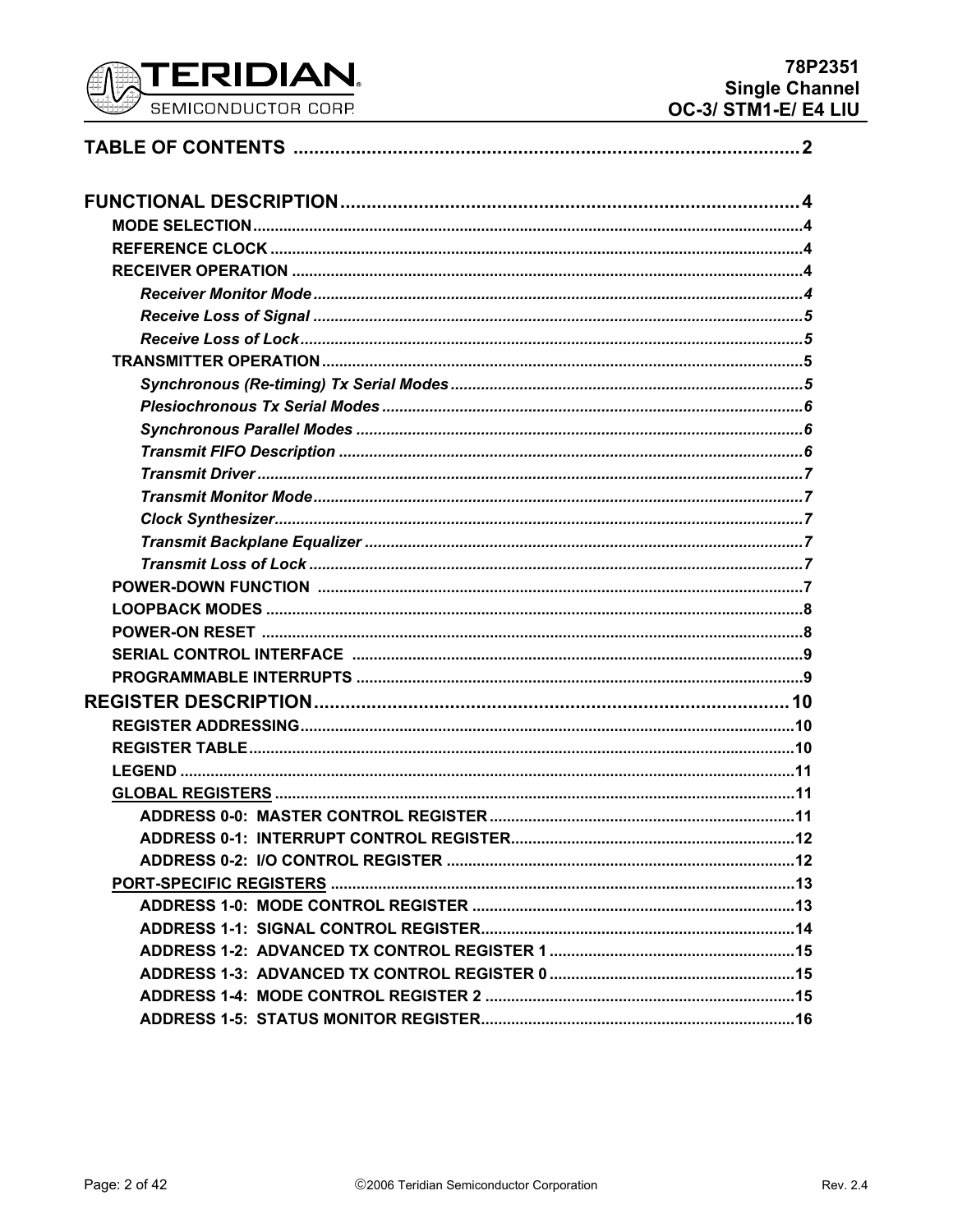# TABLE OF CONTENTS ........................................................................................ 2

**FUNCTIONAL DESCRIPTION** ........................................................................................ 4

- **MODE SELECTION** ........................................................................................ 4
- **REFERENCE CLOCK** ........................................................................................ 4
- **RECEIVER OPERATION** ........................................................................................ 4
  - *Receiver Monitor Mode* ........................................................................................ 4
  - *Receive Loss of Signal* ........................................................................................ 5
  - *Receive Loss of Lock* ........................................................................................ 5
- **TRANSMITTER OPERATION** ........................................................................................ 5
  - *Synchronous (Re-timing) Tx Serial Modes* ........................................................................................ 5
  - *Plesiochronous Tx Serial Modes* ........................................................................................ 6
  - *Synchronous Parallel Modes* ........................................................................................ 6
  - *Transmit FIFO Description* ........................................................................................ 6
  - *Transmit Driver* ........................................................................................ 7
  - *Transmit Monitor Mode* ........................................................................................ 7
  - *Clock Synthesizer* ........................................................................................ 7
  - *Transmit Backplane Equalizer* ........................................................................................ 7
  - *Transmit Loss of Lock* ........................................................................................ 7
- **POWER-DOWN FUNCTION** ........................................................................................ 7
- **LOOPBACK MODES** ........................................................................................ 8
- **POWER-ON RESET** ........................................................................................ 8
- **SERIAL CONTROL INTERFACE** ........................................................................................ 9
- **PROGRAMMABLE INTERRUPTS** ........................................................................................ 9

**REGISTER DESCRIPTION** ........................................................................................ 10

- **REGISTER ADDRESSING** ........................................................................................ 10
- **REGISTER TABLE** ........................................................................................ 10
- **LEGEND** ........................................................................................ 11
- **GLOBAL REGISTERS** ........................................................................................ 11
  - **ADDRESS 0-0: MASTER CONTROL REGISTER** ........................................................................................ 11
  - **ADDRESS 0-1: INTERRUPT CONTROL REGISTER** ........................................................................................ 12
  - **ADDRESS 0-2: I/O CONTROL REGISTER** ........................................................................................ 12
- **PORT-SPECIFIC REGISTERS** ........................................................................................ 13
  - **ADDRESS 1-0: MODE CONTROL REGISTER** ........................................................................................ 13
  - **ADDRESS 1-1: SIGNAL CONTROL REGISTER** ........................................................................................ 14
  - **ADDRESS 1-2: ADVANCED TX CONTROL REGISTER 1** ........................................................................................ 15
  - **ADDRESS 1-3: ADVANCED TX CONTROL REGISTER 0** ........................................................................................ 15
  - **ADDRESS 1-4: MODE CONTROL REGISTER 2** ........................................................................................ 15
  - **ADDRESS 1-5: STATUS MONITOR REGISTER** ........................................................................................ 16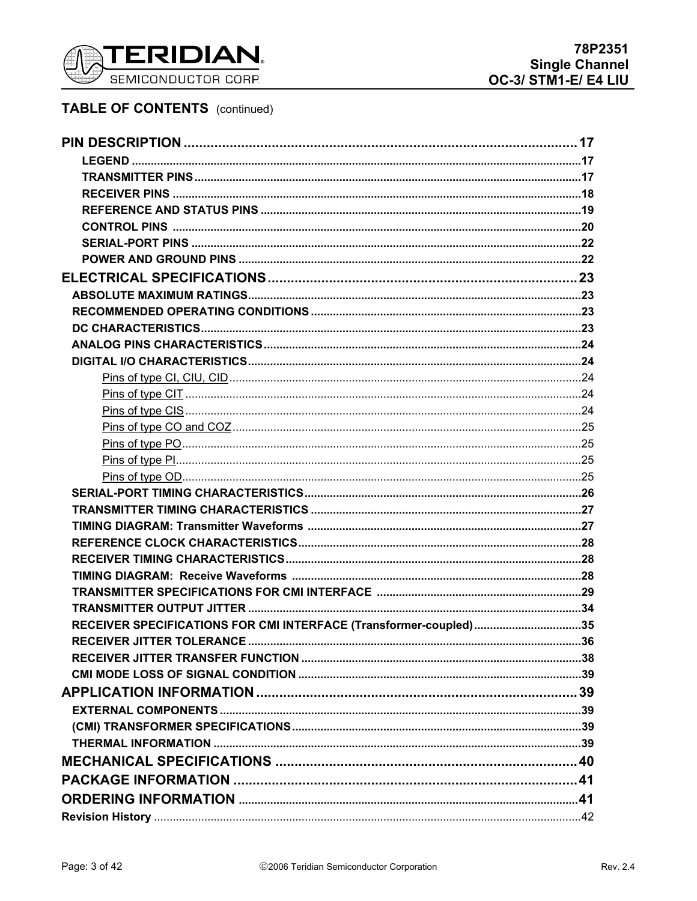## TABLE OF CONTENTS (continued)

**PIN DESCRIPTION** .......... 17
- LEGEND .......... 17
- TRANSMITTER PINS .......... 17
- RECEIVER PINS .......... 18
- REFERENCE AND STATUS PINS .......... 19
- CONTROL PINS .......... 20
- SERIAL-PORT PINS .......... 22
- POWER AND GROUND PINS .......... 22

**ELECTRICAL SPECIFICATIONS** .......... 23
- ABSOLUTE MAXIMUM RATINGS .......... 23
- RECOMMENDED OPERATING CONDITIONS .......... 23
- DC CHARACTERISTICS .......... 23
- ANALOG PINS CHARACTERISTICS .......... 24
- DIGITAL I/O CHARACTERISTICS .......... 24
  - Pins of type CI, CIU, CID .......... 24
  - Pins of type CIT .......... 24
  - Pins of type CIS .......... 24
  - Pins of type CO and COZ .......... 25
  - Pins of type PO .......... 25
  - Pins of type PI .......... 25
  - Pins of type OD .......... 25
- SERIAL-PORT TIMING CHARACTERISTICS .......... 26
- TRANSMITTER TIMING CHARACTERISTICS .......... 27
- TIMING DIAGRAM: Transmitter Waveforms .......... 27
- REFERENCE CLOCK CHARACTERISTICS .......... 28
- RECEIVER TIMING CHARACTERISTICS .......... 28
- TIMING DIAGRAM: Receive Waveforms .......... 28
- TRANSMITTER SPECIFICATIONS FOR CMI INTERFACE .......... 29
- TRANSMITTER OUTPUT JITTER .......... 34
- RECEIVER SPECIFICATIONS FOR CMI INTERFACE (Transformer-coupled) .......... 35
- RECEIVER JITTER TOLERANCE .......... 36
- RECEIVER JITTER TRANSFER FUNCTION .......... 38
- CMI MODE LOSS OF SIGNAL CONDITION .......... 39

**APPLICATION INFORMATION** .......... 39
- EXTERNAL COMPONENTS .......... 39
- (CMI) TRANSFORMER SPECIFICATIONS .......... 39
- THERMAL INFORMATION .......... 39

**MECHANICAL SPECIFICATIONS** .......... 40

**PACKAGE INFORMATION** .......... 41

**ORDERING INFORMATION** .......... 41

**Revision History** .......... 42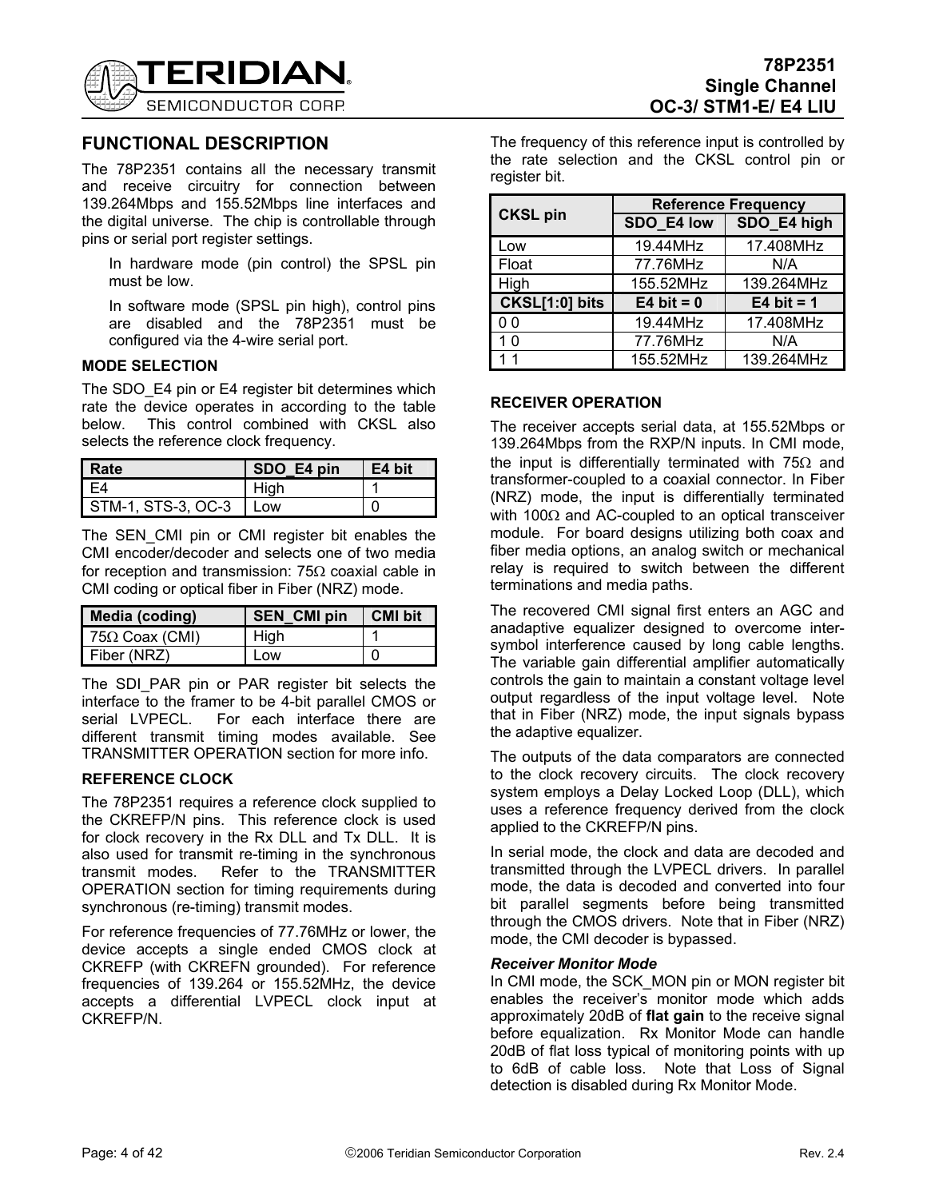## FUNCTIONAL DESCRIPTION

The 78P2351 contains all the necessary transmit and receive circuitry for connection between 139.264Mbps and 155.52Mbps line interfaces and the digital universe. The chip is controllable through pins or serial port register settings.

In hardware mode (pin control) the SPSL pin must be low.

In software mode (SPSL pin high), control pins are disabled and the 78P2351 must be configured via the 4-wire serial port.

### MODE SELECTION

The SDO_E4 pin or E4 register bit determines which rate the device operates in according to the table below. This control combined with CKSL also selects the reference clock frequency.

| Rate | SDO_E4 pin | E4 bit |
|---|---|---|
| E4 | High | 1 |
| STM-1, STS-3, OC-3 | Low | 0 |

The SEN_CMI pin or CMI register bit enables the CMI encoder/decoder and selects one of two media for reception and transmission: 75Ω coaxial cable in CMI coding or optical fiber in Fiber (NRZ) mode.

| Media (coding) | SEN_CMI pin | CMI bit |
|---|---|---|
| 75Ω Coax (CMI) | High | 1 |
| Fiber (NRZ) | Low | 0 |

The SDI_PAR pin or PAR register bit selects the interface to the framer to be 4-bit parallel CMOS or serial LVPECL. For each interface there are different transmit timing modes available. See TRANSMITTER OPERATION section for more info.

### REFERENCE CLOCK

The 78P2351 requires a reference clock supplied to the CKREFP/N pins. This reference clock is used for clock recovery in the Rx DLL and Tx DLL. It is also used for transmit re-timing in the synchronous transmit modes. Refer to the TRANSMITTER OPERATION section for timing requirements during synchronous (re-timing) transmit modes.

For reference frequencies of 77.76MHz or lower, the device accepts a single ended CMOS clock at CKREFP (with CKREFN grounded). For reference frequencies of 139.264 or 155.52MHz, the device accepts a differential LVPECL clock input at CKREFP/N.

The frequency of this reference input is controlled by the rate selection and the CKSL control pin or register bit.

| CKSL pin | Reference Frequency | |
|---|---|---|
| | SDO_E4 low | SDO_E4 high |
| Low | 19.44MHz | 17.408MHz |
| Float | 77.76MHz | N/A |
| High | 155.52MHz | 139.264MHz |
| **CKSL[1:0] bits** | **E4 bit = 0** | **E4 bit = 1** |
| 0 0 | 19.44MHz | 17.408MHz |
| 1 0 | 77.76MHz | N/A |
| 1 1 | 155.52MHz | 139.264MHz |

### RECEIVER OPERATION

The receiver accepts serial data, at 155.52Mbps or 139.264Mbps from the RXP/N inputs. In CMI mode, the input is differentially terminated with 75Ω and transformer-coupled to a coaxial connector. In Fiber (NRZ) mode, the input is differentially terminated with 100Ω and AC-coupled to an optical transceiver module. For board designs utilizing both coax and fiber media options, an analog switch or mechanical relay is required to switch between the different terminations and media paths.

The recovered CMI signal first enters an AGC and anadaptive equalizer designed to overcome inter-symbol interference caused by long cable lengths. The variable gain differential amplifier automatically controls the gain to maintain a constant voltage level output regardless of the input voltage level. Note that in Fiber (NRZ) mode, the input signals bypass the adaptive equalizer.

The outputs of the data comparators are connected to the clock recovery circuits. The clock recovery system employs a Delay Locked Loop (DLL), which uses a reference frequency derived from the clock applied to the CKREFP/N pins.

In serial mode, the clock and data are decoded and transmitted through the LVPECL drivers. In parallel mode, the data is decoded and converted into four bit parallel segments before being transmitted through the CMOS drivers. Note that in Fiber (NRZ) mode, the CMI decoder is bypassed.

#### *Receiver Monitor Mode*

In CMI mode, the SCK_MON pin or MON register bit enables the receiver's monitor mode which adds approximately 20dB of **flat gain** to the receive signal before equalization. Rx Monitor Mode can handle 20dB of flat loss typical of monitoring points with up to 6dB of cable loss. Note that Loss of Signal detection is disabled during Rx Monitor Mode.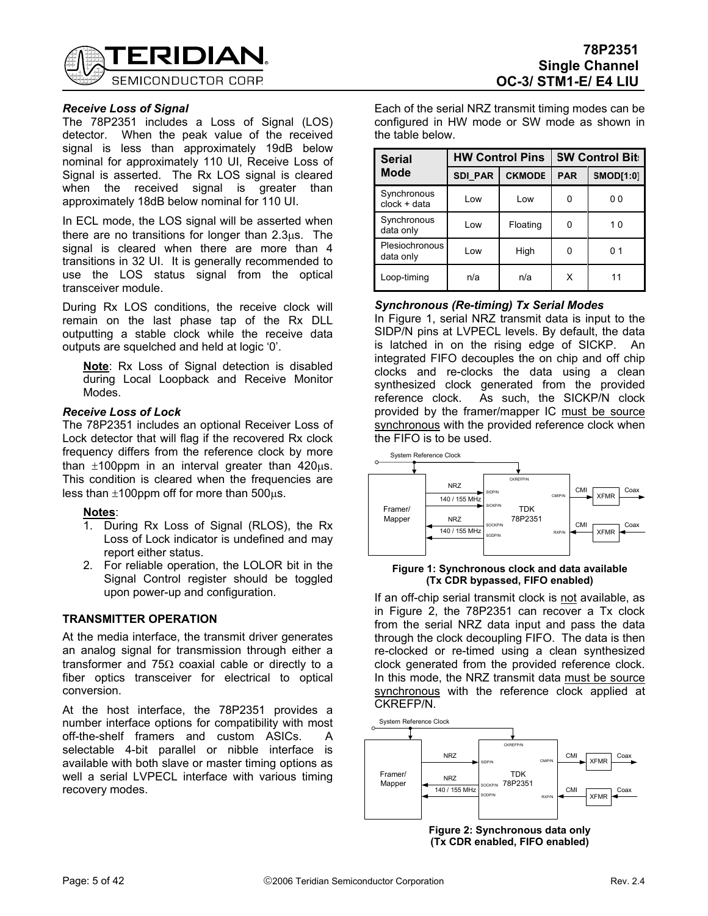### *Receive Loss of Signal*

The 78P2351 includes a Loss of Signal (LOS) detector. When the peak value of the received signal is less than approximately 19dB below nominal for approximately 110 UI, Receive Loss of Signal is asserted. The Rx LOS signal is cleared when the received signal is greater than approximately 18dB below nominal for 110 UI.

In ECL mode, the LOS signal will be asserted when there are no transitions for longer than 2.3μs. The signal is cleared when there are more than 4 transitions in 32 UI. It is generally recommended to use the LOS status signal from the optical transceiver module.

During Rx LOS conditions, the receive clock will remain on the last phase tap of the Rx DLL outputting a stable clock while the receive data outputs are squelched and held at logic '0'.

> **Note**: Rx Loss of Signal detection is disabled during Local Loopback and Receive Monitor Modes.

### *Receive Loss of Lock*

The 78P2351 includes an optional Receiver Loss of Lock detector that will flag if the recovered Rx clock frequency differs from the reference clock by more than ±100ppm in an interval greater than 420μs. This condition is cleared when the frequencies are less than ±100ppm off for more than 500μs.

**Notes**:

1. During Rx Loss of Signal (RLOS), the Rx Loss of Lock indicator is undefined and may report either status.
2. For reliable operation, the LOLOR bit in the Signal Control register should be toggled upon power-up and configuration.

### TRANSMITTER OPERATION

At the media interface, the transmit driver generates an analog signal for transmission through either a transformer and 75Ω coaxial cable or directly to a fiber optics transceiver for electrical to optical conversion.

At the host interface, the 78P2351 provides a number interface options for compatibility with most off-the-shelf framers and custom ASICs. A selectable 4-bit parallel or nibble interface is available with both slave or master timing options as well a serial LVPECL interface with various timing recovery modes.

Each of the serial NRZ transmit timing modes can be configured in HW mode or SW mode as shown in the table below.

| Serial Mode | HW Control Pins | | SW Control Bits | |
|---|---|---|---|---|
| | SDI_PAR | CKMODE | PAR | SMOD[1:0] |
| Synchronous clock + data | Low | Low | 0 | 0 0 |
| Synchronous data only | Low | Floating | 0 | 1 0 |
| Plesiochronous data only | Low | High | 0 | 0 1 |
| Loop-timing | n/a | n/a | X | 11 |

### *Synchronous (Re-timing) Tx Serial Modes*

In Figure 1, serial NRZ transmit data is input to the SIDP/N pins at LVPECL levels. By default, the data is latched in on the rising edge of SICKP. An integrated FIFO decouples the on chip and off chip clocks and re-clocks the data using a clean synthesized clock generated from the provided reference clock. As such, the SICKP/N clock provided by the framer/mapper IC must be source synchronous with the provided reference clock when the FIFO is to be used.

**Figure 1: Synchronous clock and data available (Tx CDR bypassed, FIFO enabled)**

If an off-chip serial transmit clock is not available, as in Figure 2, the 78P2351 can recover a Tx clock from the serial NRZ data input and pass the data through the clock decoupling FIFO. The data is then re-clocked or re-timed using a clean synthesized clock generated from the provided reference clock. In this mode, the NRZ transmit data must be source synchronous with the reference clock applied at CKREFP/N.

**Figure 2: Synchronous data only (Tx CDR enabled, FIFO enabled)**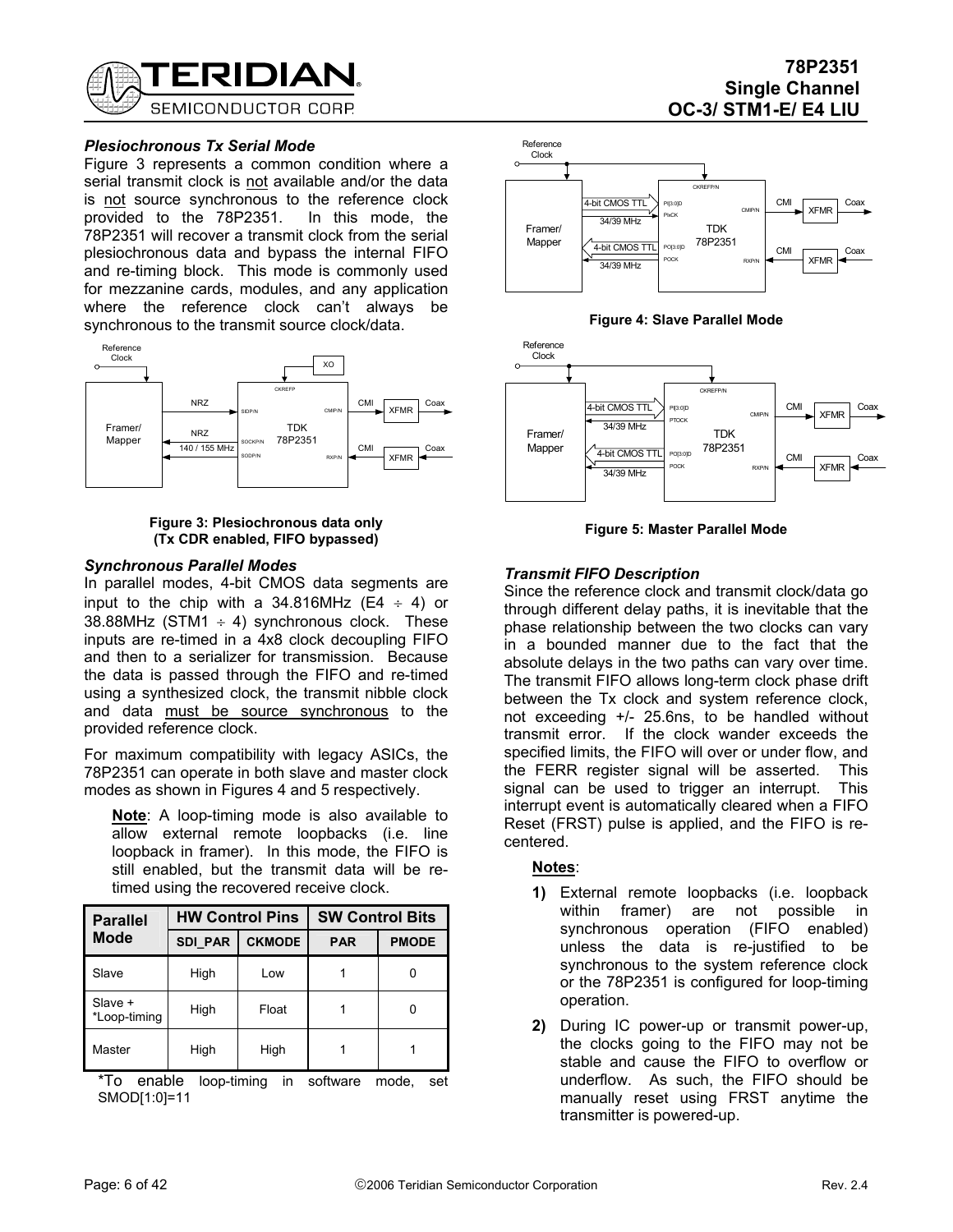### *Plesiochronous Tx Serial Mode*

Figure 3 represents a common condition where a serial transmit clock is not available and/or the data is not source synchronous to the reference clock provided to the 78P2351. In this mode, the 78P2351 will recover a transmit clock from the serial plesiochronous data and bypass the internal FIFO and re-timing block. This mode is commonly used for mezzanine cards, modules, and any application where the reference clock can't always be synchronous to the transmit source clock/data.

**Figure 3: Plesiochronous data only (Tx CDR enabled, FIFO bypassed)**

### *Synchronous Parallel Modes*

In parallel modes, 4-bit CMOS data segments are input to the chip with a 34.816MHz (E4 ÷ 4) or 38.88MHz (STM1 ÷ 4) synchronous clock. These inputs are re-timed in a 4x8 clock decoupling FIFO and then to a serializer for transmission. Because the data is passed through the FIFO and re-timed using a synthesized clock, the transmit nibble clock and data must be source synchronous to the provided reference clock.

For maximum compatibility with legacy ASICs, the 78P2351 can operate in both slave and master clock modes as shown in Figures 4 and 5 respectively.

> **Note**: A loop-timing mode is also available to allow external remote loopbacks (i.e. line loopback in framer). In this mode, the FIFO is still enabled, but the transmit data will be re-timed using the recovered receive clock.

| Parallel Mode | HW Control Pins | | SW Control Bits | |
|---|---|---|---|---|
| | SDI_PAR | CKMODE | PAR | PMODE |
| Slave | High | Low | 1 | 0 |
| Slave + *Loop-timing | High | Float | 1 | 0 |
| Master | High | High | 1 | 1 |

*To enable loop-timing in software mode, set SMOD[1:0]=11

**Figure 4: Slave Parallel Mode**

**Figure 5: Master Parallel Mode**

### *Transmit FIFO Description*

Since the reference clock and transmit clock/data go through different delay paths, it is inevitable that the phase relationship between the two clocks can vary in a bounded manner due to the fact that the absolute delays in the two paths can vary over time. The transmit FIFO allows long-term clock phase drift between the Tx clock and system reference clock, not exceeding +/- 25.6ns, to be handled without transmit error. If the clock wander exceeds the specified limits, the FIFO will over or under flow, and the FERR register signal will be asserted. This signal can be used to trigger an interrupt. This interrupt event is automatically cleared when a FIFO Reset (FRST) pulse is applied, and the FIFO is re-centered.

**Notes**:

1) External remote loopbacks (i.e. loopback within framer) are not possible in synchronous operation (FIFO enabled) unless the data is re-justified to be synchronous to the system reference clock or the 78P2351 is configured for loop-timing operation.
2) During IC power-up or transmit power-up, the clocks going to the FIFO may not be stable and cause the FIFO to overflow or underflow. As such, the FIFO should be manually reset using FRST anytime the transmitter is powered-up.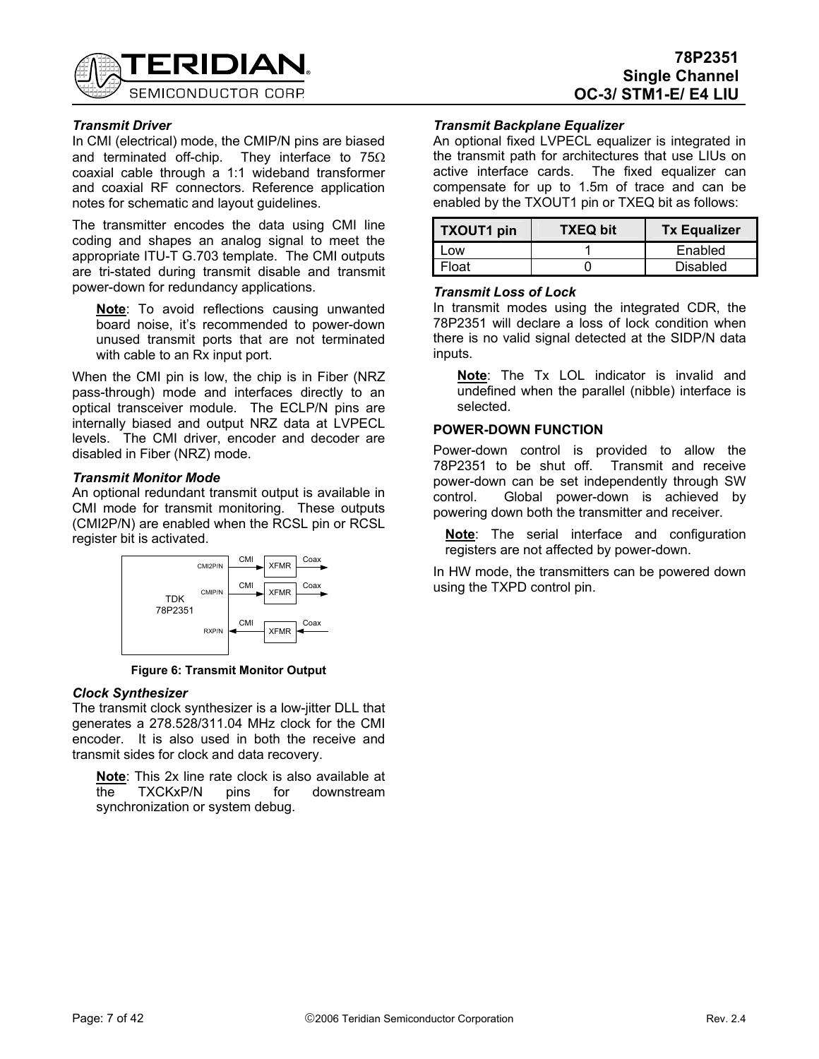### Transmit Driver

In CMI (electrical) mode, the CMIP/N pins are biased and terminated off-chip. They interface to 75Ω coaxial cable through a 1:1 wideband transformer and coaxial RF connectors. Reference application notes for schematic and layout guidelines.

The transmitter encodes the data using CMI line coding and shapes an analog signal to meet the appropriate ITU-T G.703 template. The CMI outputs are tri-stated during transmit disable and transmit power-down for redundancy applications.

> **Note**: To avoid reflections causing unwanted board noise, it's recommended to power-down unused transmit ports that are not terminated with cable to an Rx input port.

When the CMI pin is low, the chip is in Fiber (NRZ pass-through) mode and interfaces directly to an optical transceiver module. The ECLP/N pins are internally biased and output NRZ data at LVPECL levels. The CMI driver, encoder and decoder are disabled in Fiber (NRZ) mode.

### Transmit Monitor Mode

An optional redundant transmit output is available in CMI mode for transmit monitoring. These outputs (CMI2P/N) are enabled when the RCSL pin or RCSL register bit is activated.

**Figure 6: Transmit Monitor Output**

### Clock Synthesizer

The transmit clock synthesizer is a low-jitter DLL that generates a 278.528/311.04 MHz clock for the CMI encoder. It is also used in both the receive and transmit sides for clock and data recovery.

> **Note**: This 2x line rate clock is also available at the TXCKxP/N pins for downstream synchronization or system debug.

### Transmit Backplane Equalizer

An optional fixed LVPECL equalizer is integrated in the transmit path for architectures that use LIUs on active interface cards. The fixed equalizer can compensate for up to 1.5m of trace and can be enabled by the TXOUT1 pin or TXEQ bit as follows:

| TXOUT1 pin | TXEQ bit | Tx Equalizer |
|---|---|---|
| Low | 1 | Enabled |
| Float | 0 | Disabled |

### Transmit Loss of Lock

In transmit modes using the integrated CDR, the 78P2351 will declare a loss of lock condition when there is no valid signal detected at the SIDP/N data inputs.

> **Note**: The Tx LOL indicator is invalid and undefined when the parallel (nibble) interface is selected.

## POWER-DOWN FUNCTION

Power-down control is provided to allow the 78P2351 to be shut off. Transmit and receive power-down can be set independently through SW control. Global power-down is achieved by powering down both the transmitter and receiver.

> **Note**: The serial interface and configuration registers are not affected by power-down.

In HW mode, the transmitters can be powered down using the TXPD control pin.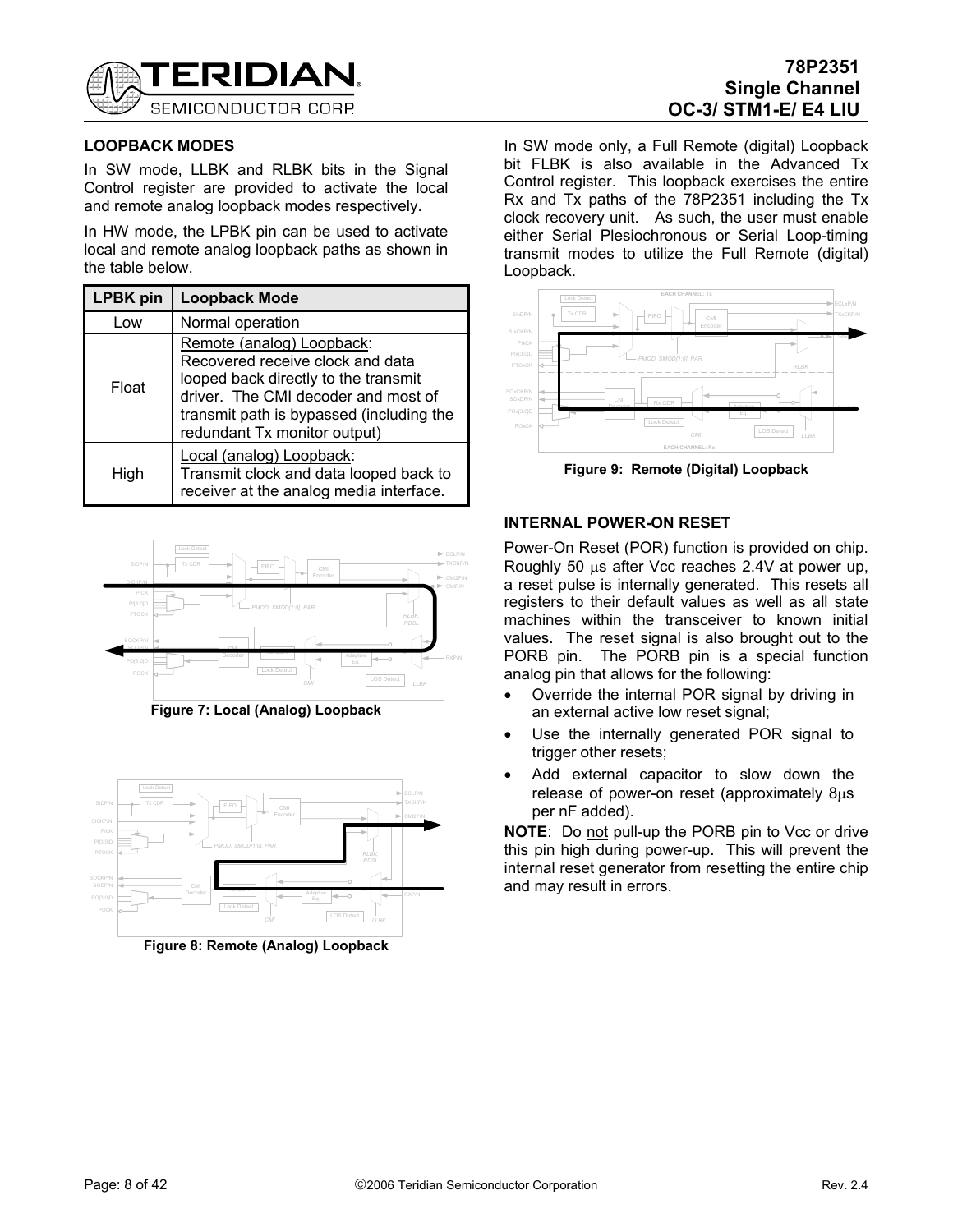## LOOPBACK MODES

In SW mode, LLBK and RLBK bits in the Signal Control register are provided to activate the local and remote analog loopback modes respectively.

In HW mode, the LPBK pin can be used to activate local and remote analog loopback paths as shown in the table below.

| LPBK pin | Loopback Mode |
|---|---|
| Low | Normal operation |
| Float | Remote (analog) Loopback: Recovered receive clock and data looped back directly to the transmit driver. The CMI decoder and most of transmit path is bypassed (including the redundant Tx monitor output) |
| High | Local (analog) Loopback: Transmit clock and data looped back to receiver at the analog media interface. |

**Figure 7: Local (Analog) Loopback**

**Figure 8: Remote (Analog) Loopback**

In SW mode only, a Full Remote (digital) Loopback bit FLBK is also available in the Advanced Tx Control register. This loopback exercises the entire Rx and Tx paths of the 78P2351 including the Tx clock recovery unit. As such, the user must enable either Serial Plesiochronous or Serial Loop-timing transmit modes to utilize the Full Remote (digital) Loopback.

**Figure 9: Remote (Digital) Loopback**

## INTERNAL POWER-ON RESET

Power-On Reset (POR) function is provided on chip. Roughly 50 µs after Vcc reaches 2.4V at power up, a reset pulse is internally generated. This resets all registers to their default values as well as all state machines within the transceiver to known initial values. The reset signal is also brought out to the PORB pin. The PORB pin is a special function analog pin that allows for the following:

- Override the internal POR signal by driving in an external active low reset signal;
- Use the internally generated POR signal to trigger other resets;
- Add external capacitor to slow down the release of power-on reset (approximately 8µs per nF added).

**NOTE**: Do not pull-up the PORB pin to Vcc or drive this pin high during power-up. This will prevent the internal reset generator from resetting the entire chip and may result in errors.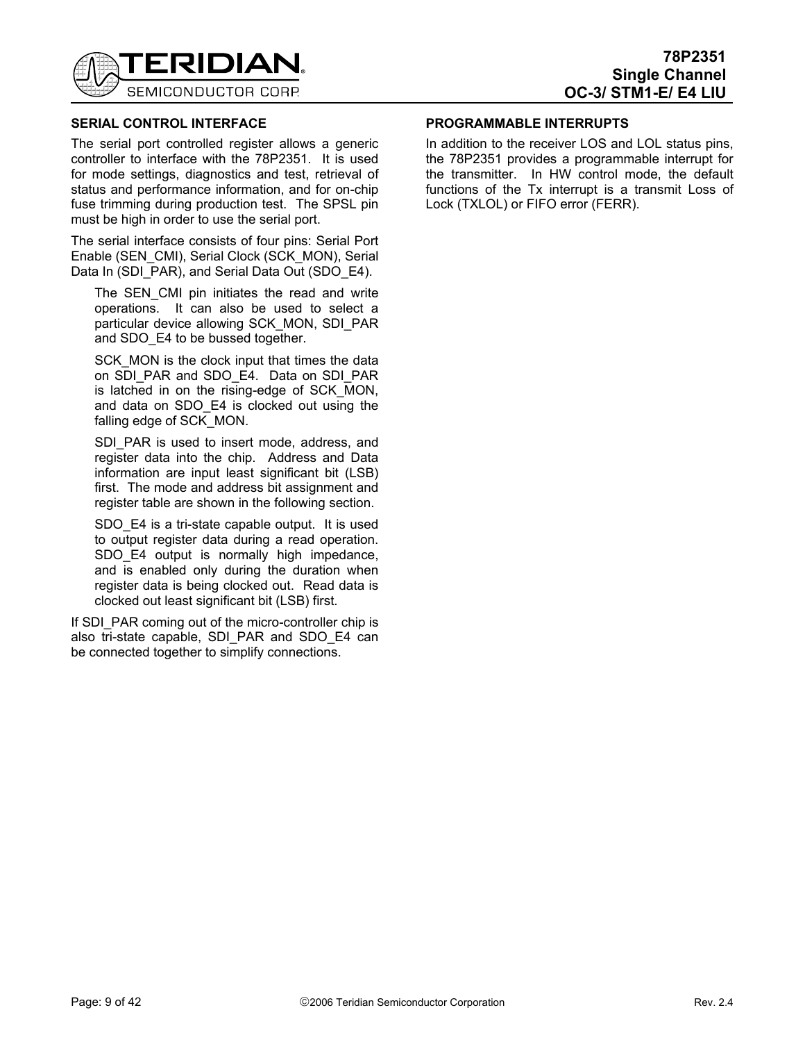## SERIAL CONTROL INTERFACE

The serial port controlled register allows a generic controller to interface with the 78P2351. It is used for mode settings, diagnostics and test, retrieval of status and performance information, and for on-chip fuse trimming during production test. The SPSL pin must be high in order to use the serial port.

The serial interface consists of four pins: Serial Port Enable (SEN_CMI), Serial Clock (SCK_MON), Serial Data In (SDI_PAR), and Serial Data Out (SDO_E4).

> The SEN_CMI pin initiates the read and write operations. It can also be used to select a particular device allowing SCK_MON, SDI_PAR and SDO_E4 to be bussed together.
>
> SCK_MON is the clock input that times the data on SDI_PAR and SDO_E4. Data on SDI_PAR is latched in on the rising-edge of SCK_MON, and data on SDO_E4 is clocked out using the falling edge of SCK_MON.
>
> SDI_PAR is used to insert mode, address, and register data into the chip. Address and Data information are input least significant bit (LSB) first. The mode and address bit assignment and register table are shown in the following section.
>
> SDO_E4 is a tri-state capable output. It is used to output register data during a read operation. SDO_E4 output is normally high impedance, and is enabled only during the duration when register data is being clocked out. Read data is clocked out least significant bit (LSB) first.

If SDI_PAR coming out of the micro-controller chip is also tri-state capable, SDI_PAR and SDO_E4 can be connected together to simplify connections.

## PROGRAMMABLE INTERRUPTS

In addition to the receiver LOS and LOL status pins, the 78P2351 provides a programmable interrupt for the transmitter. In HW control mode, the default functions of the Tx interrupt is a transmit Loss of Lock (TXLOL) or FIFO error (FERR).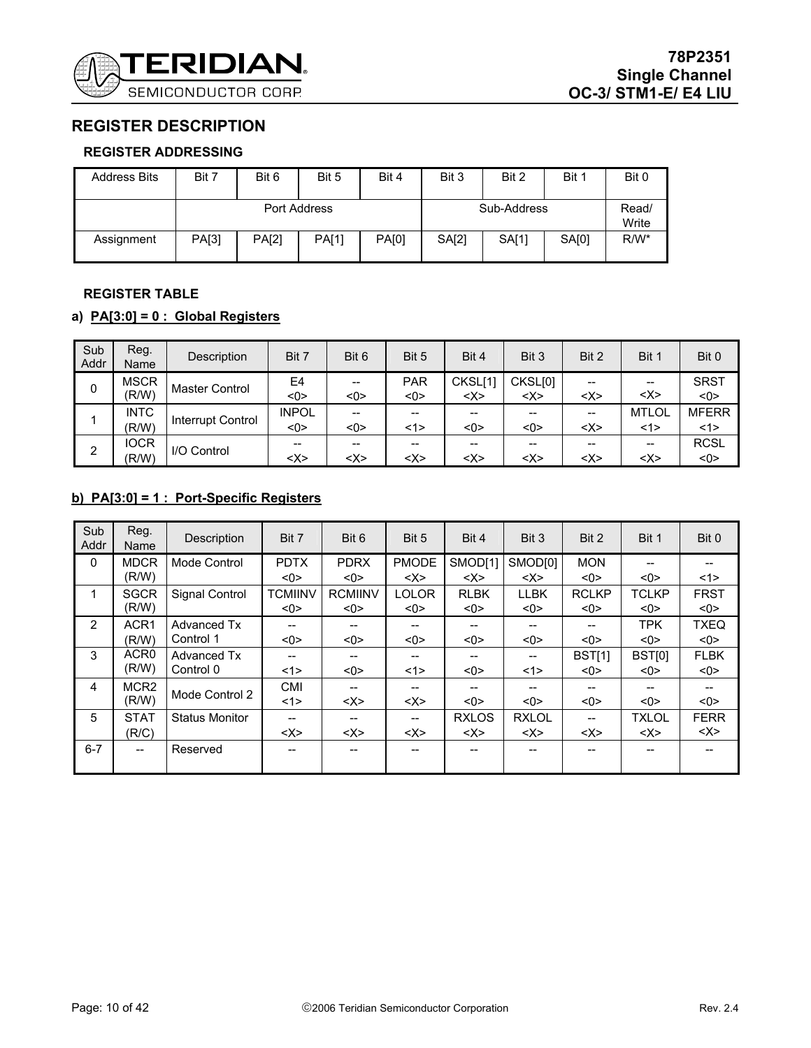## REGISTER DESCRIPTION

### REGISTER ADDRESSING

| Address Bits | Bit 7 | Bit 6 | Bit 5 | Bit 4 | Bit 3 | Bit 2 | Bit 1 | Bit 0 |
|---|---|---|---|---|---|---|---|---|
| | Port Address | | | | Sub-Address | | | Read/ Write |
| Assignment | PA[3] | PA[2] | PA[1] | PA[0] | SA[2] | SA[1] | SA[0] | R/W* |

### REGISTER TABLE

**a) PA[3:0] = 0 : Global Registers**

| Sub Addr | Reg. Name | Description | Bit 7 | Bit 6 | Bit 5 | Bit 4 | Bit 3 | Bit 2 | Bit 1 | Bit 0 |
|---|---|---|---|---|---|---|---|---|---|---|
| 0 | MSCR (R/W) | Master Control | E4 <0> | -- <0> | PAR <0> | CKSL[1] <X> | CKSL[0] <X> | -- <X> | -- <X> | SRST <0> |
| 1 | INTC (R/W) | Interrupt Control | INPOL <0> | -- <0> | -- <1> | -- <0> | -- <0> | -- <X> | MTLOL <1> | MFERR <1> |
| 2 | IOCR (R/W) | I/O Control | -- <X> | -- <X> | -- <X> | -- <X> | -- <X> | -- <X> | -- <X> | RCSL <0> |

**b) PA[3:0] = 1 : Port-Specific Registers**

| Sub Addr | Reg. Name | Description | Bit 7 | Bit 6 | Bit 5 | Bit 4 | Bit 3 | Bit 2 | Bit 1 | Bit 0 |
|---|---|---|---|---|---|---|---|---|---|---|
| 0 | MDCR (R/W) | Mode Control | PDTX <0> | PDRX <0> | PMODE <X> | SMOD[1] <X> | SMOD[0] <X> | MON <0> | -- <0> | -- <1> |
| 1 | SGCR (R/W) | Signal Control | TCMIINV <0> | RCMIINV <0> | LOLOR <0> | RLBK <0> | LLBK <0> | RCLKP <0> | TCLKP <0> | FRST <0> |
| 2 | ACR1 (R/W) | Advanced Tx Control 1 | -- <0> | -- <0> | -- <0> | -- <0> | -- <0> | -- <0> | TPK <0> | TXEQ <0> |
| 3 | ACR0 (R/W) | Advanced Tx Control 0 | -- <1> | -- <0> | -- <1> | -- <0> | -- <1> | BST[1] <0> | BST[0] <0> | FLBK <0> |
| 4 | MCR2 (R/W) | Mode Control 2 | CMI <1> | -- <X> | -- <X> | -- <0> | -- <0> | -- <0> | -- <0> | -- <0> |
| 5 | STAT (R/C) | Status Monitor | -- <X> | -- <X> | -- <X> | RXLOS <X> | RXLOL <X> | -- <X> | TXLOL <X> | FERR <X> |
| 6-7 | -- | Reserved | -- | -- | -- | -- | -- | -- | -- | -- |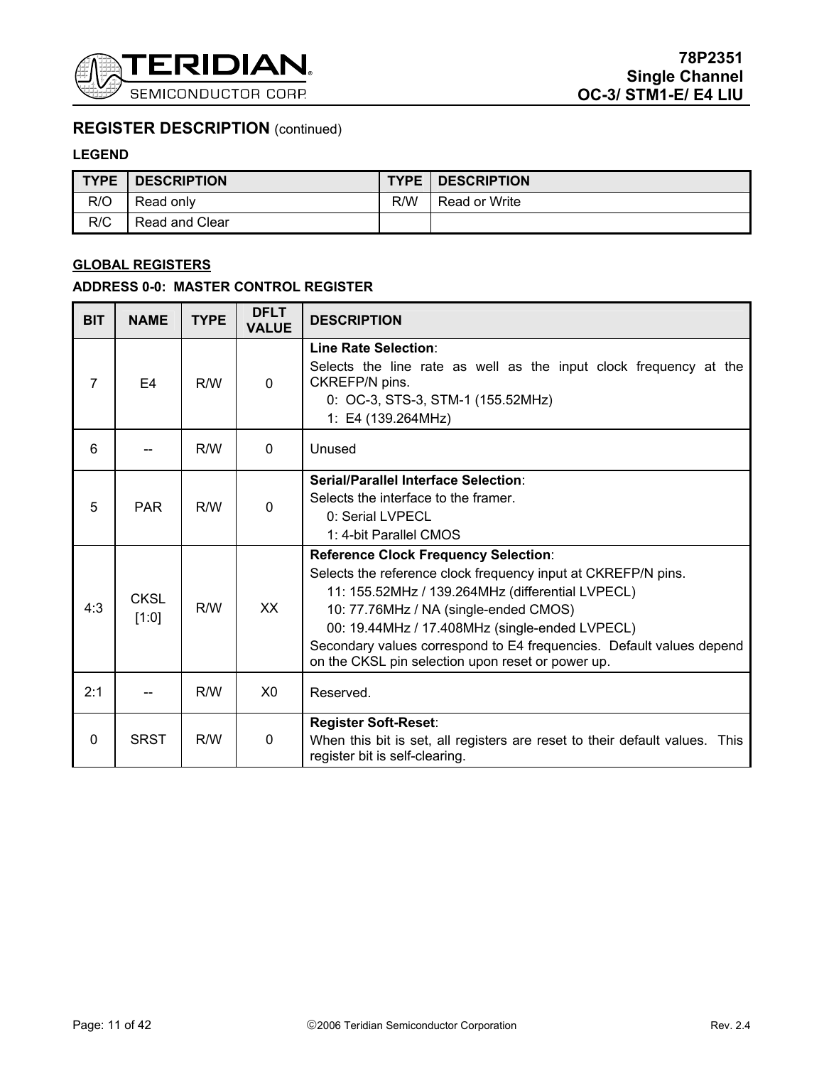## REGISTER DESCRIPTION (continued)

**LEGEND**

| TYPE | DESCRIPTION | TYPE | DESCRIPTION |
|---|---|---|---|
| R/O | Read only | R/W | Read or Write |
| R/C | Read and Clear | | |

**GLOBAL REGISTERS**

**ADDRESS 0-0: MASTER CONTROL REGISTER**

| BIT | NAME | TYPE | DFLT VALUE | DESCRIPTION |
|---|---|---|---|---|
| 7 | E4 | R/W | 0 | **Line Rate Selection**:<br>Selects the line rate as well as the input clock frequency at the CKREFP/N pins.<br>0: OC-3, STS-3, STM-1 (155.52MHz)<br>1: E4 (139.264MHz) |
| 6 | -- | R/W | 0 | Unused |
| 5 | PAR | R/W | 0 | **Serial/Parallel Interface Selection**:<br>Selects the interface to the framer.<br>0: Serial LVPECL<br>1: 4-bit Parallel CMOS |
| 4:3 | CKSL [1:0] | R/W | XX | **Reference Clock Frequency Selection**:<br>Selects the reference clock frequency input at CKREFP/N pins.<br>11: 155.52MHz / 139.264MHz (differential LVPECL)<br>10: 77.76MHz / NA (single-ended CMOS)<br>00: 19.44MHz / 17.408MHz (single-ended LVPECL)<br>Secondary values correspond to E4 frequencies. Default values depend on the CKSL pin selection upon reset or power up. |
| 2:1 | -- | R/W | X0 | Reserved. |
| 0 | SRST | R/W | 0 | **Register Soft-Reset**:<br>When this bit is set, all registers are reset to their default values. This register bit is self-clearing. |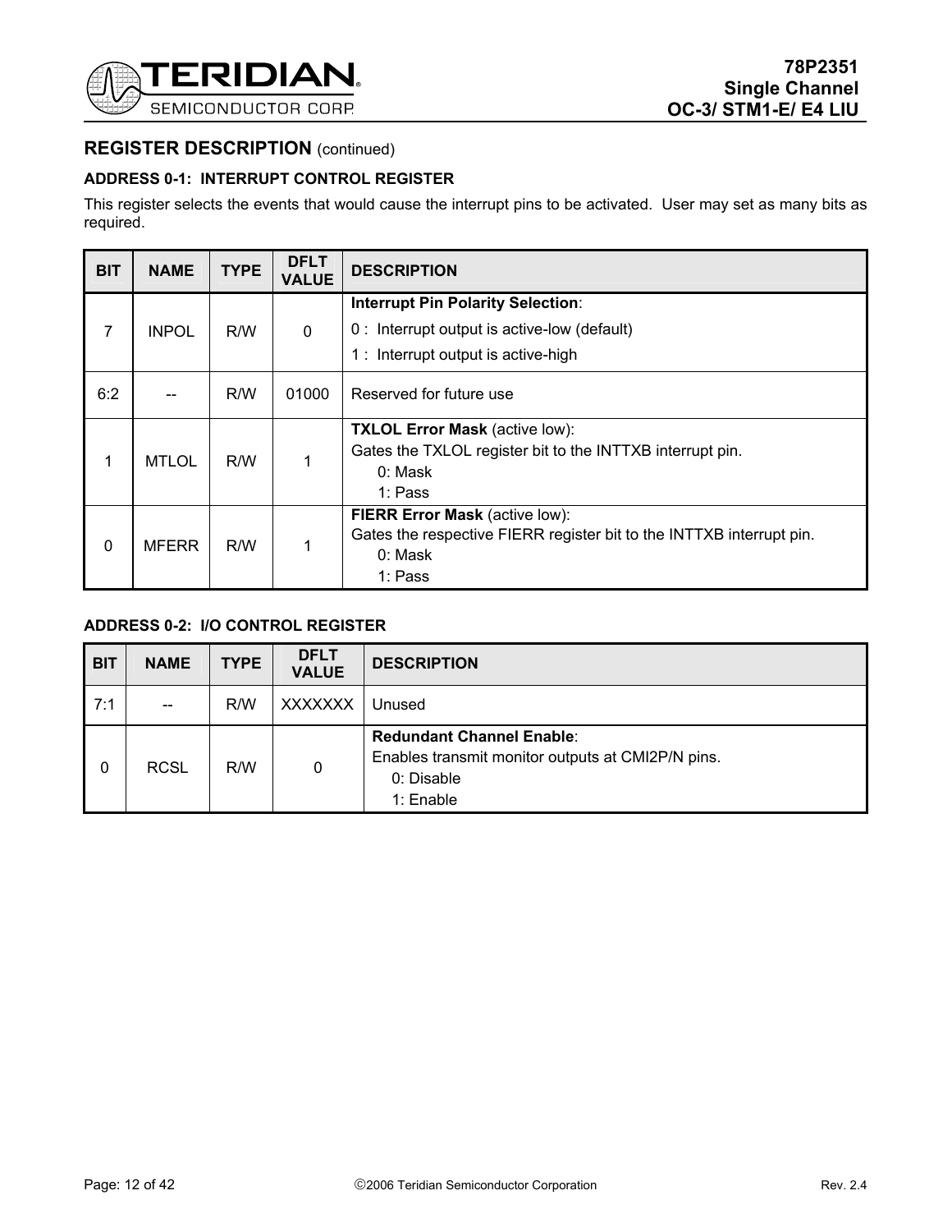## REGISTER DESCRIPTION (continued)

### ADDRESS 0-1: INTERRUPT CONTROL REGISTER

This register selects the events that would cause the interrupt pins to be activated. User may set as many bits as required.

| BIT | NAME | TYPE | DFLT VALUE | DESCRIPTION |
|---|---|---|---|---|
| 7 | INPOL | R/W | 0 | **Interrupt Pin Polarity Selection**:<br>0 : Interrupt output is active-low (default)<br>1 : Interrupt output is active-high |
| 6:2 | -- | R/W | 01000 | Reserved for future use |
| 1 | MTLOL | R/W | 1 | **TXLOL Error Mask** (active low):<br>Gates the TXLOL register bit to the INTTXB interrupt pin.<br>0: Mask<br>1: Pass |
| 0 | MFERR | R/W | 1 | **FIERR Error Mask** (active low):<br>Gates the respective FIERR register bit to the INTTXB interrupt pin.<br>0: Mask<br>1: Pass |

### ADDRESS 0-2: I/O CONTROL REGISTER

| BIT | NAME | TYPE | DFLT VALUE | DESCRIPTION |
|---|---|---|---|---|
| 7:1 | -- | R/W | XXXXXXX | Unused |
| 0 | RCSL | R/W | 0 | **Redundant Channel Enable**:<br>Enables transmit monitor outputs at CMI2P/N pins.<br>0: Disable<br>1: Enable |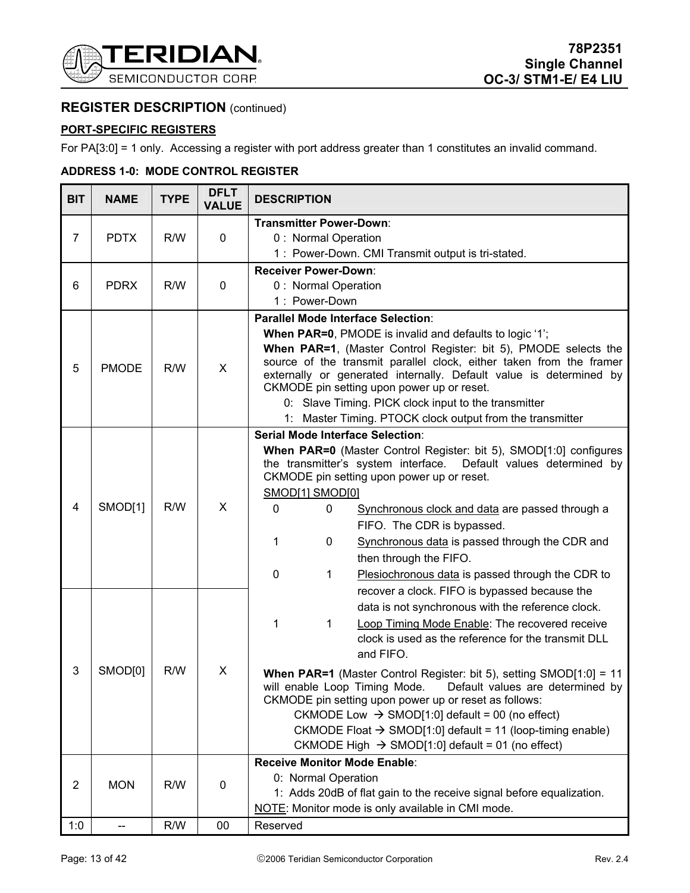## REGISTER DESCRIPTION (continued)

**PORT-SPECIFIC REGISTERS**

For PA[3:0] = 1 only. Accessing a register with port address greater than 1 constitutes an invalid command.

**ADDRESS 1-0: MODE CONTROL REGISTER**

| BIT | NAME | TYPE | DFLT VALUE | DESCRIPTION |
|---|---|---|---|---|
| 7 | PDTX | R/W | 0 | **Transmitter Power-Down**:<br>0 : Normal Operation<br>1 : Power-Down. CMI Transmit output is tri-stated. |
| 6 | PDRX | R/W | 0 | **Receiver Power-Down**:<br>0 : Normal Operation<br>1 : Power-Down |
| 5 | PMODE | R/W | X | **Parallel Mode Interface Selection**:<br>**When PAR=0**, PMODE is invalid and defaults to logic '1';<br>**When PAR=1**, (Master Control Register: bit 5), PMODE selects the source of the transmit parallel clock, either taken from the framer externally or generated internally. Default value is determined by CKMODE pin setting upon power up or reset.<br>0: Slave Timing. PICK clock input to the transmitter<br>1: Master Timing. PTOCK clock output from the transmitter |
| 4 | SMOD[1] | R/W | X | **Serial Mode Interface Selection**:<br>**When PAR=0** (Master Control Register: bit 5), SMOD[1:0] configures the transmitter's system interface. Default values determined by CKMODE pin setting upon power up or reset.<br>SMOD[1] SMOD[0]<br>0 0 Synchronous clock and data are passed through a FIFO. The CDR is bypassed.<br>1 0 Synchronous data is passed through the CDR and then through the FIFO.<br>0 1 Plesiochronous data is passed through the CDR to recover a clock. FIFO is bypassed because the data is not synchronous with the reference clock.<br>1 1 Loop Timing Mode Enable: The recovered receive clock is used as the reference for the transmit DLL and FIFO.<br>**When PAR=1** (Master Control Register: bit 5), setting SMOD[1:0] = 11 will enable Loop Timing Mode. Default values are determined by CKMODE pin setting upon power up or reset as follows:<br>CKMODE Low → SMOD[1:0] default = 00 (no effect)<br>CKMODE Float → SMOD[1:0] default = 11 (loop-timing enable)<br>CKMODE High → SMOD[1:0] default = 01 (no effect) |
| 3 | SMOD[0] | R/W | X | |
| 2 | MON | R/W | 0 | **Receive Monitor Mode Enable**:<br>0: Normal Operation<br>1: Adds 20dB of flat gain to the receive signal before equalization.<br>NOTE: Monitor mode is only available in CMI mode. |
| 1:0 | -- | R/W | 00 | Reserved |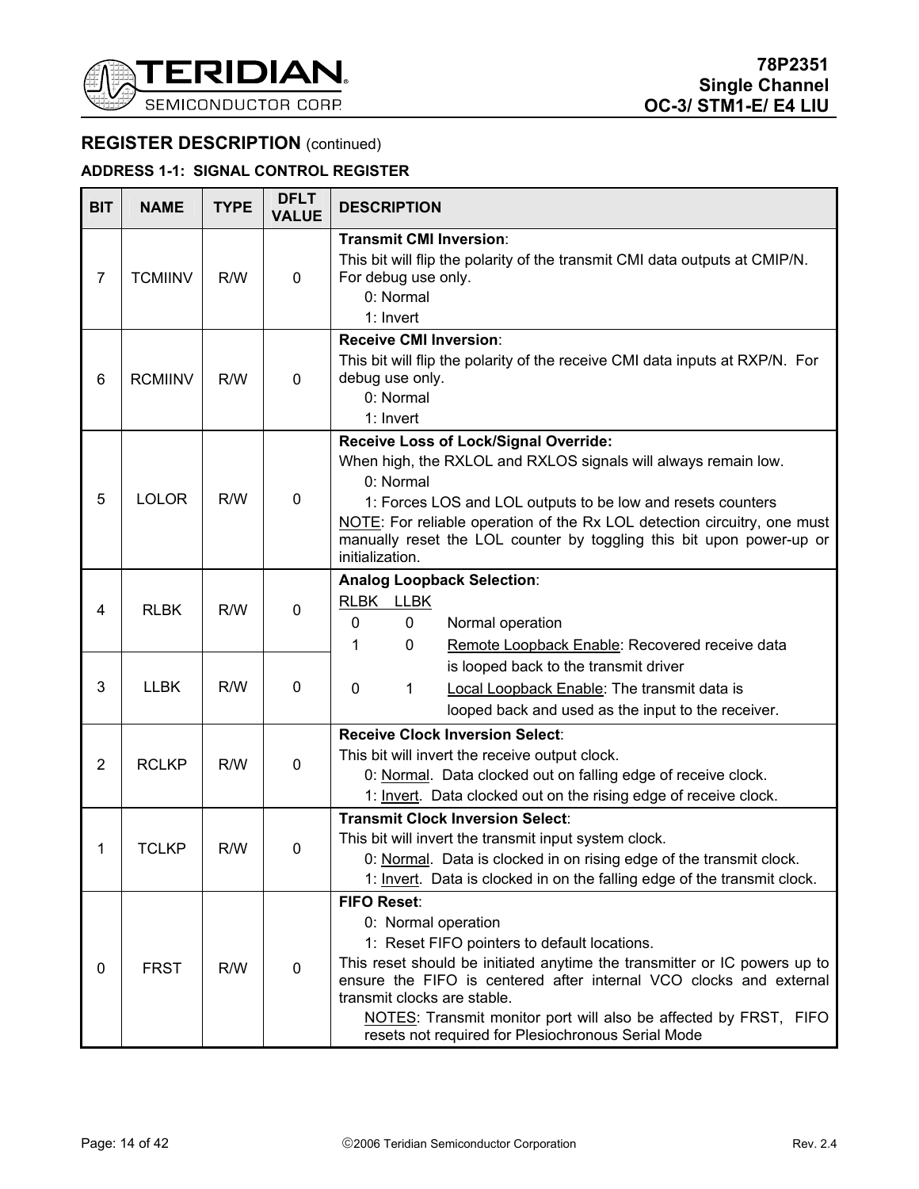## REGISTER DESCRIPTION (continued)

### ADDRESS 1-1: SIGNAL CONTROL REGISTER

| BIT | NAME | TYPE | DFLT VALUE | DESCRIPTION |
|---|---|---|---|---|
| 7 | TCMIINV | R/W | 0 | **Transmit CMI Inversion**:<br>This bit will flip the polarity of the transmit CMI data outputs at CMIP/N. For debug use only.<br>0: Normal<br>1: Invert |
| 6 | RCMIINV | R/W | 0 | **Receive CMI Inversion**:<br>This bit will flip the polarity of the receive CMI data inputs at RXP/N. For debug use only.<br>0: Normal<br>1: Invert |
| 5 | LOLOR | R/W | 0 | **Receive Loss of Lock/Signal Override:**<br>When high, the RXLOL and RXLOS signals will always remain low.<br>0: Normal<br>1: Forces LOS and LOL outputs to be low and resets counters<br>NOTE: For reliable operation of the Rx LOL detection circuitry, one must manually reset the LOL counter by toggling this bit upon power-up or initialization. |
| 4 | RLBK | R/W | 0 | **Analog Loopback Selection**:<br>RLBK LLBK<br>0 0 Normal operation<br>1 0 Remote Loopback Enable: Recovered receive data is looped back to the transmit driver<br>0 1 Local Loopback Enable: The transmit data is looped back and used as the input to the receiver. |
| 3 | LLBK | R/W | 0 | |
| 2 | RCLKP | R/W | 0 | **Receive Clock Inversion Select**:<br>This bit will invert the receive output clock.<br>0: Normal. Data clocked out on falling edge of receive clock.<br>1: Invert. Data clocked out on the rising edge of receive clock. |
| 1 | TCLKP | R/W | 0 | **Transmit Clock Inversion Select**:<br>This bit will invert the transmit input system clock.<br>0: Normal. Data is clocked in on rising edge of the transmit clock.<br>1: Invert. Data is clocked in on the falling edge of the transmit clock. |
| 0 | FRST | R/W | 0 | **FIFO Reset**:<br>0: Normal operation<br>1: Reset FIFO pointers to default locations.<br>This reset should be initiated anytime the transmitter or IC powers up to ensure the FIFO is centered after internal VCO clocks and external transmit clocks are stable.<br>NOTES: Transmit monitor port will also be affected by FRST, FIFO resets not required for Plesiochronous Serial Mode |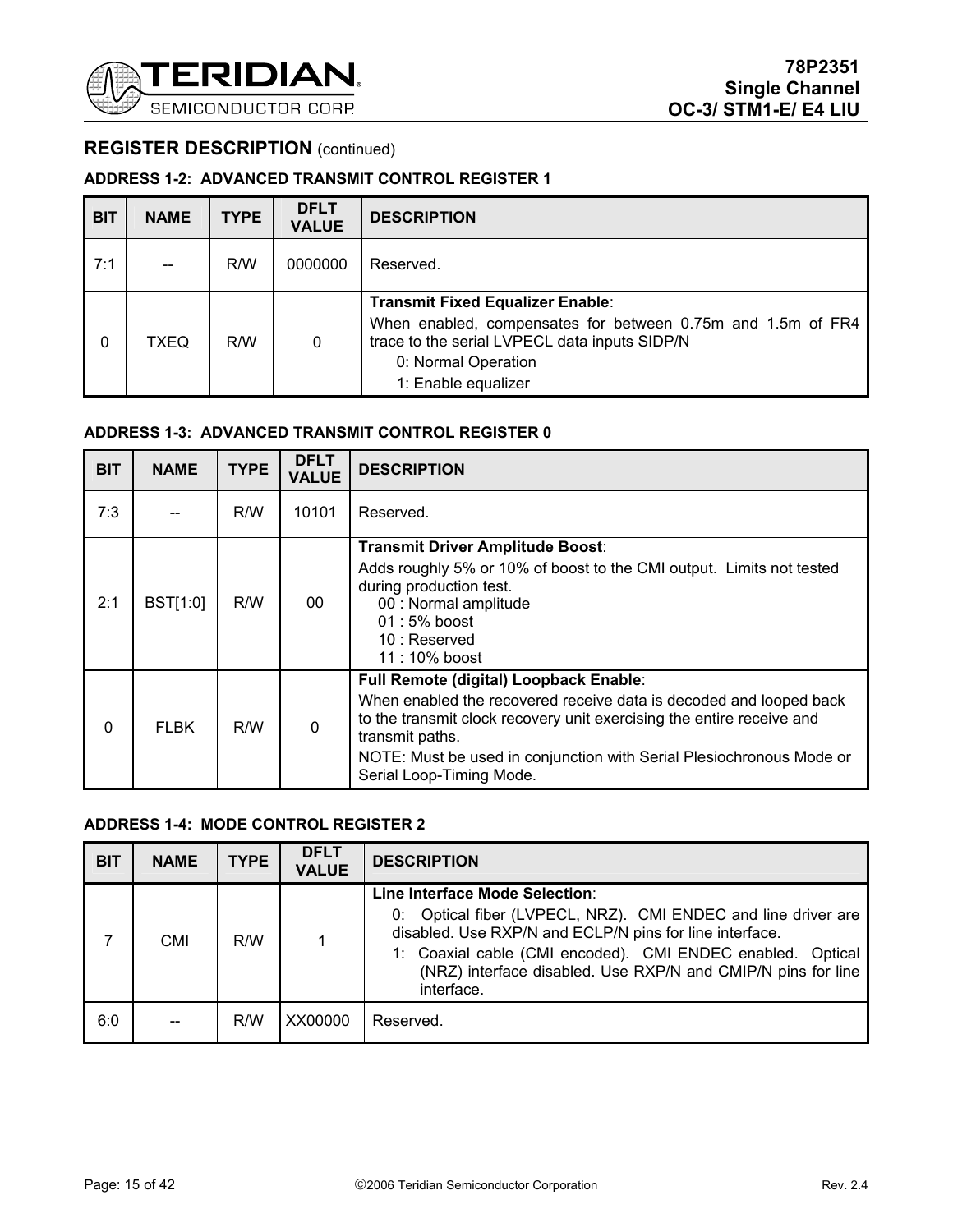## REGISTER DESCRIPTION (continued)

### ADDRESS 1-2: ADVANCED TRANSMIT CONTROL REGISTER 1

| BIT | NAME | TYPE | DFLT VALUE | DESCRIPTION |
|---|---|---|---|---|
| 7:1 | -- | R/W | 0000000 | Reserved. |
| 0 | TXEQ | R/W | 0 | **Transmit Fixed Equalizer Enable**:<br>When enabled, compensates for between 0.75m and 1.5m of FR4 trace to the serial LVPECL data inputs SIDP/N<br>0: Normal Operation<br>1: Enable equalizer |

### ADDRESS 1-3: ADVANCED TRANSMIT CONTROL REGISTER 0

| BIT | NAME | TYPE | DFLT VALUE | DESCRIPTION |
|---|---|---|---|---|
| 7:3 | -- | R/W | 10101 | Reserved. |
| 2:1 | BST[1:0] | R/W | 00 | **Transmit Driver Amplitude Boost**:<br>Adds roughly 5% or 10% of boost to the CMI output. Limits not tested during production test.<br>00 : Normal amplitude<br>01 : 5% boost<br>10 : Reserved<br>11 : 10% boost |
| 0 | FLBK | R/W | 0 | **Full Remote (digital) Loopback Enable**:<br>When enabled the recovered receive data is decoded and looped back to the transmit clock recovery unit exercising the entire receive and transmit paths.<br><u>NOTE</u>: Must be used in conjunction with Serial Plesiochronous Mode or Serial Loop-Timing Mode. |

### ADDRESS 1-4: MODE CONTROL REGISTER 2

| BIT | NAME | TYPE | DFLT VALUE | DESCRIPTION |
|---|---|---|---|---|
| 7 | CMI | R/W | 1 | **Line Interface Mode Selection**:<br>0: Optical fiber (LVPECL, NRZ). CMI ENDEC and line driver are disabled. Use RXP/N and ECLP/N pins for line interface.<br>1: Coaxial cable (CMI encoded). CMI ENDEC enabled. Optical (NRZ) interface disabled. Use RXP/N and CMIP/N pins for line interface. |
| 6:0 | -- | R/W | XX00000 | Reserved. |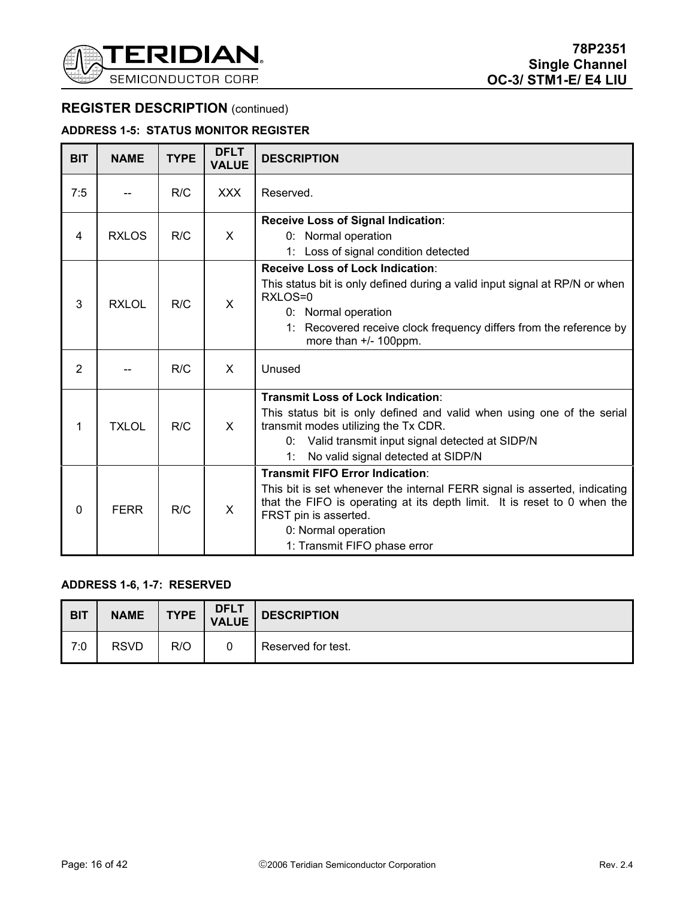## REGISTER DESCRIPTION (continued)

### ADDRESS 1-5: STATUS MONITOR REGISTER

| BIT | NAME | TYPE | DFLT VALUE | DESCRIPTION |
|---|---|---|---|---|
| 7:5 | -- | R/C | XXX | Reserved. |
| 4 | RXLOS | R/C | X | **Receive Loss of Signal Indication**:<br>0: Normal operation<br>1: Loss of signal condition detected |
| 3 | RXLOL | R/C | X | **Receive Loss of Lock Indication**:<br>This status bit is only defined during a valid input signal at RP/N or when RXLOS=0<br>0: Normal operation<br>1: Recovered receive clock frequency differs from the reference by more than +/- 100ppm. |
| 2 | -- | R/C | X | Unused |
| 1 | TXLOL | R/C | X | **Transmit Loss of Lock Indication**:<br>This status bit is only defined and valid when using one of the serial transmit modes utilizing the Tx CDR.<br>0: Valid transmit input signal detected at SIDP/N<br>1: No valid signal detected at SIDP/N |
| 0 | FERR | R/C | X | **Transmit FIFO Error Indication**:<br>This bit is set whenever the internal FERR signal is asserted, indicating that the FIFO is operating at its depth limit. It is reset to 0 when the FRST pin is asserted.<br>0: Normal operation<br>1: Transmit FIFO phase error |

### ADDRESS 1-6, 1-7: RESERVED

| BIT | NAME | TYPE | DFLT VALUE | DESCRIPTION |
|---|---|---|---|---|
| 7:0 | RSVD | R/O | 0 | Reserved for test. |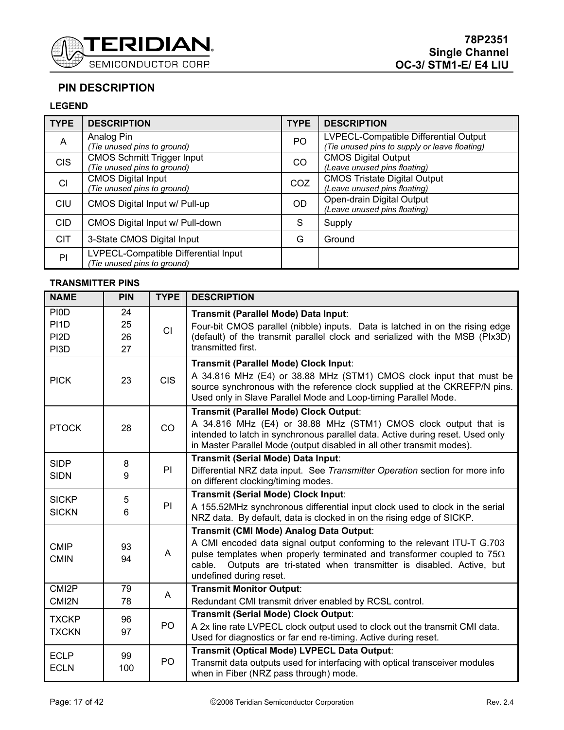## PIN DESCRIPTION

### LEGEND

| TYPE | DESCRIPTION | TYPE | DESCRIPTION |
|---|---|---|---|
| A | Analog Pin *(Tie unused pins to ground)* | PO | LVPECL-Compatible Differential Output *(Tie unused pins to supply or leave floating)* |
| CIS | CMOS Schmitt Trigger Input *(Tie unused pins to ground)* | CO | CMOS Digital Output *(Leave unused pins floating)* |
| CI | CMOS Digital Input *(Tie unused pins to ground)* | COZ | CMOS Tristate Digital Output *(Leave unused pins floating)* |
| CIU | CMOS Digital Input w/ Pull-up | OD | Open-drain Digital Output *(Leave unused pins floating)* |
| CID | CMOS Digital Input w/ Pull-down | S | Supply |
| CIT | 3-State CMOS Digital Input | G | Ground |
| PI | LVPECL-Compatible Differential Input *(Tie unused pins to ground)* | | |

### TRANSMITTER PINS

| NAME | PIN | TYPE | DESCRIPTION |
|---|---|---|---|
| PI0D<br>PI1D<br>PI2D<br>PI3D | 24<br>25<br>26<br>27 | CI | **Transmit (Parallel Mode) Data Input**:<br>Four-bit CMOS parallel (nibble) inputs. Data is latched in on the rising edge (default) of the transmit parallel clock and serialized with the MSB (PIx3D) transmitted first. |
| PICK | 23 | CIS | **Transmit (Parallel Mode) Clock Input**:<br>A 34.816 MHz (E4) or 38.88 MHz (STM1) CMOS clock input that must be source synchronous with the reference clock supplied at the CKREFP/N pins. Used only in Slave Parallel Mode and Loop-timing Parallel Mode. |
| PTOCK | 28 | CO | **Transmit (Parallel Mode) Clock Output**:<br>A 34.816 MHz (E4) or 38.88 MHz (STM1) CMOS clock output that is intended to latch in synchronous parallel data. Active during reset. Used only in Master Parallel Mode (output disabled in all other transmit modes). |
| SIDP<br>SIDN | 8<br>9 | PI | **Transmit (Serial Mode) Data Input**:<br>Differential NRZ data input. See *Transmitter Operation* section for more info on different clocking/timing modes. |
| SICKP<br>SICKN | 5<br>6 | PI | **Transmit (Serial Mode) Clock Input**:<br>A 155.52MHz synchronous differential input clock used to clock in the serial NRZ data. By default, data is clocked in on the rising edge of SICKP. |
| CMIP<br>CMIN | 93<br>94 | A | **Transmit (CMI Mode) Analog Data Output**:<br>A CMI encoded data signal output conforming to the relevant ITU-T G.703 pulse templates when properly terminated and transformer coupled to 75Ω cable. Outputs are tri-stated when transmitter is disabled. Active, but undefined during reset. |
| CMI2P<br>CMI2N | 79<br>78 | A | **Transmit Monitor Output**:<br>Redundant CMI transmit driver enabled by RCSL control. |
| TXCKP<br>TXCKN | 96<br>97 | PO | **Transmit (Serial Mode) Clock Output**:<br>A 2x line rate LVPECL clock output used to clock out the transmit CMI data. Used for diagnostics or far end re-timing. Active during reset. |
| ECLP<br>ECLN | 99<br>100 | PO | **Transmit (Optical Mode) LVPECL Data Output**:<br>Transmit data outputs used for interfacing with optical transceiver modules when in Fiber (NRZ pass through) mode. |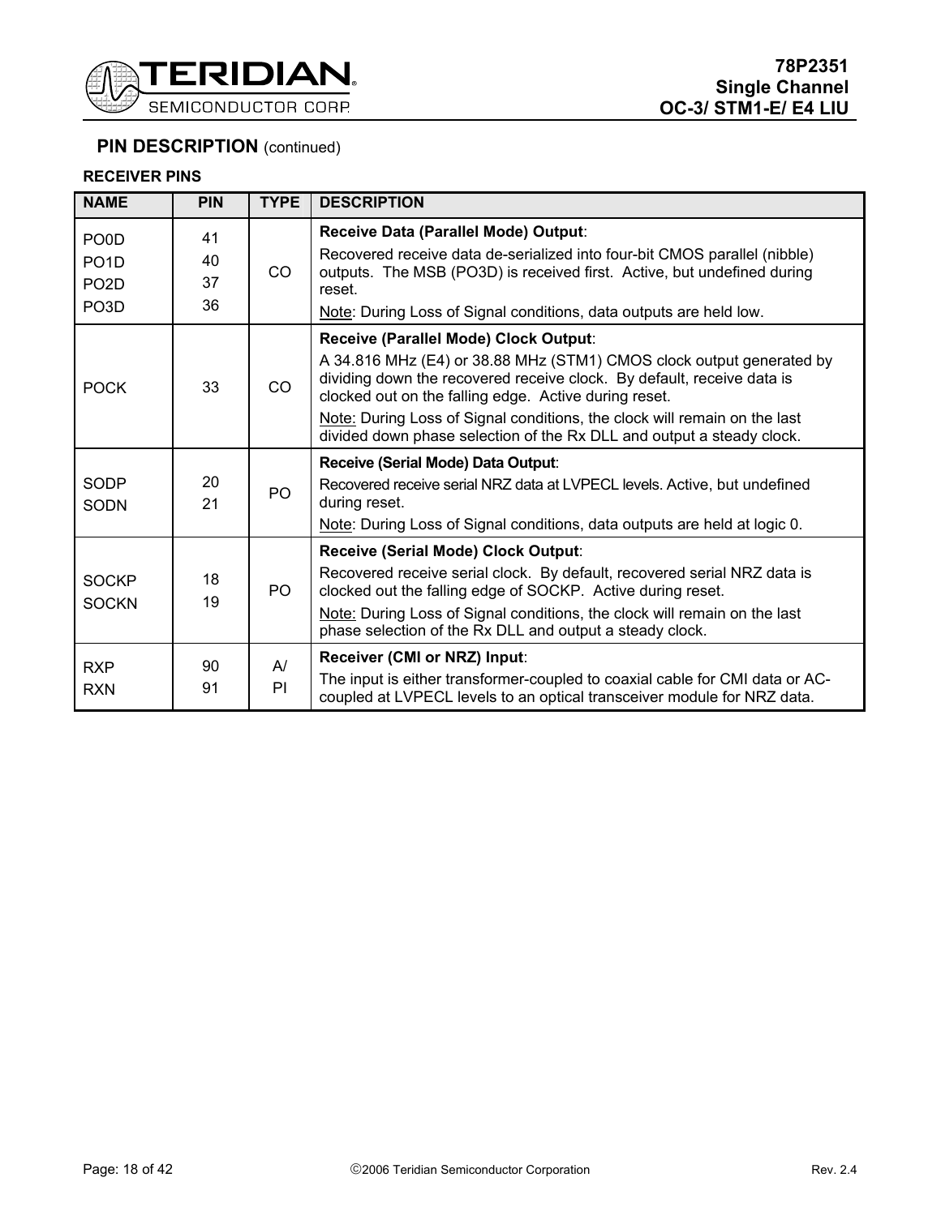## PIN DESCRIPTION (continued)

### RECEIVER PINS

| NAME | PIN | TYPE | DESCRIPTION |
|---|---|---|---|
| PO0D<br>PO1D<br>PO2D<br>PO3D | 41<br>40<br>37<br>36 | CO | **Receive Data (Parallel Mode) Output**:<br>Recovered receive data de-serialized into four-bit CMOS parallel (nibble) outputs. The MSB (PO3D) is received first. Active, but undefined during reset.<br><u>Note</u>: During Loss of Signal conditions, data outputs are held low. |
| POCK | 33 | CO | **Receive (Parallel Mode) Clock Output**:<br>A 34.816 MHz (E4) or 38.88 MHz (STM1) CMOS clock output generated by dividing down the recovered receive clock. By default, receive data is clocked out on the falling edge. Active during reset.<br><u>Note:</u> During Loss of Signal conditions, the clock will remain on the last divided down phase selection of the Rx DLL and output a steady clock. |
| SODP<br>SODN | 20<br>21 | PO | **Receive (Serial Mode) Data Output**:<br>Recovered receive serial NRZ data at LVPECL levels. Active, but undefined during reset.<br><u>Note</u>: During Loss of Signal conditions, data outputs are held at logic 0. |
| SOCKP<br>SOCKN | 18<br>19 | PO | **Receive (Serial Mode) Clock Output**:<br>Recovered receive serial clock. By default, recovered serial NRZ data is clocked out the falling edge of SOCKP. Active during reset.<br><u>Note:</u> During Loss of Signal conditions, the clock will remain on the last phase selection of the Rx DLL and output a steady clock. |
| RXP<br>RXN | 90<br>91 | A/<br>PI | **Receiver (CMI or NRZ) Input**:<br>The input is either transformer-coupled to coaxial cable for CMI data or AC-coupled at LVPECL levels to an optical transceiver module for NRZ data. |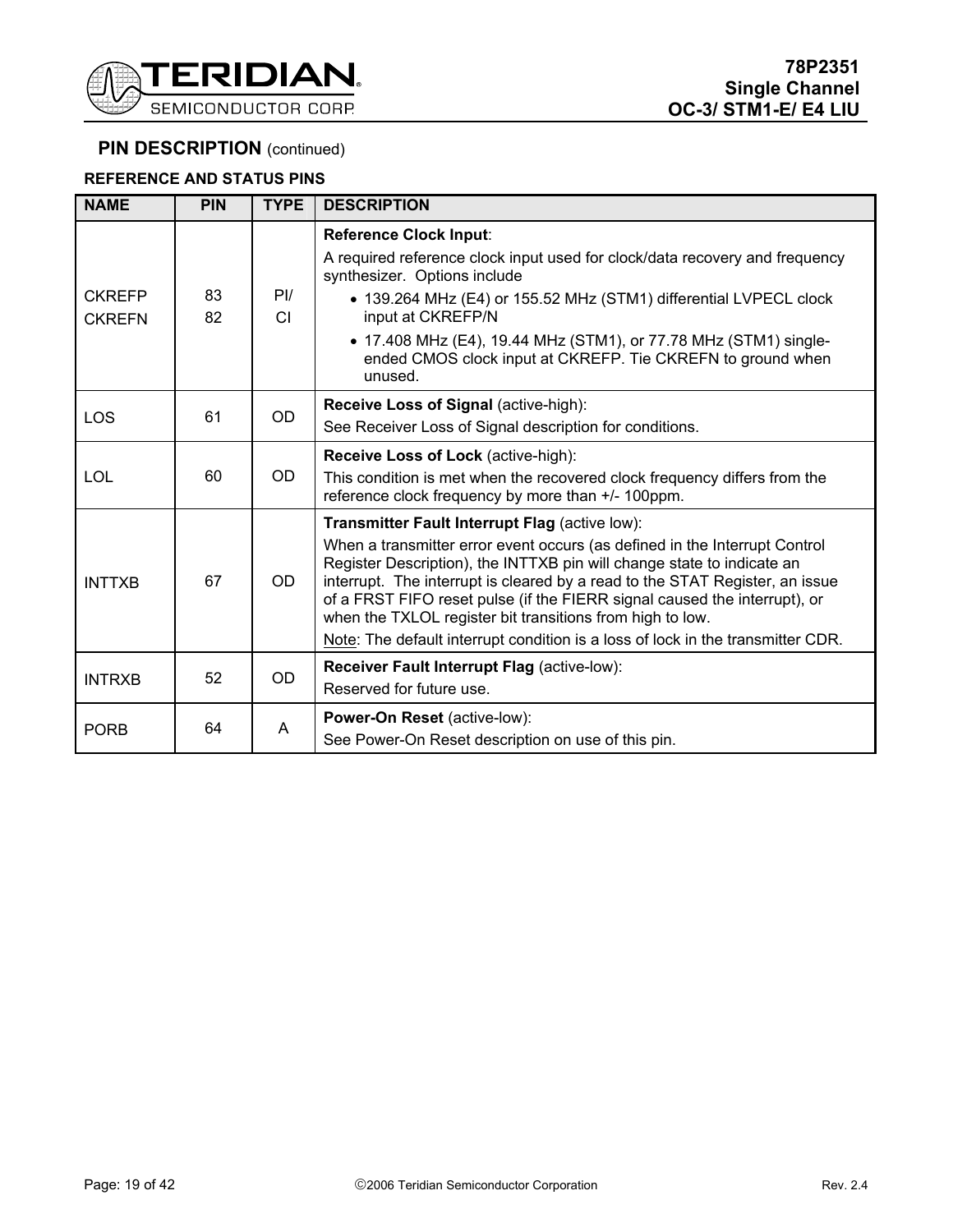## PIN DESCRIPTION (continued)

### REFERENCE AND STATUS PINS

| NAME | PIN | TYPE | DESCRIPTION |
|---|---|---|---|
| CKREFP<br>CKREFN | 83<br>82 | PI/<br>CI | **Reference Clock Input**:<br>A required reference clock input used for clock/data recovery and frequency synthesizer. Options include<br>• 139.264 MHz (E4) or 155.52 MHz (STM1) differential LVPECL clock input at CKREFP/N<br>• 17.408 MHz (E4), 19.44 MHz (STM1), or 77.78 MHz (STM1) single-ended CMOS clock input at CKREFP. Tie CKREFN to ground when unused. |
| LOS | 61 | OD | **Receive Loss of Signal** (active-high):<br>See Receiver Loss of Signal description for conditions. |
| LOL | 60 | OD | **Receive Loss of Lock** (active-high):<br>This condition is met when the recovered clock frequency differs from the reference clock frequency by more than +/- 100ppm. |
| INTTXB | 67 | OD | **Transmitter Fault Interrupt Flag** (active low):<br>When a transmitter error event occurs (as defined in the Interrupt Control Register Description), the INTTXB pin will change state to indicate an interrupt. The interrupt is cleared by a read to the STAT Register, an issue of a FRST FIFO reset pulse (if the FIERR signal caused the interrupt), or when the TXLOL register bit transitions from high to low.<br>Note: The default interrupt condition is a loss of lock in the transmitter CDR. |
| INTRXB | 52 | OD | **Receiver Fault Interrupt Flag** (active-low):<br>Reserved for future use. |
| PORB | 64 | A | **Power-On Reset** (active-low):<br>See Power-On Reset description on use of this pin. |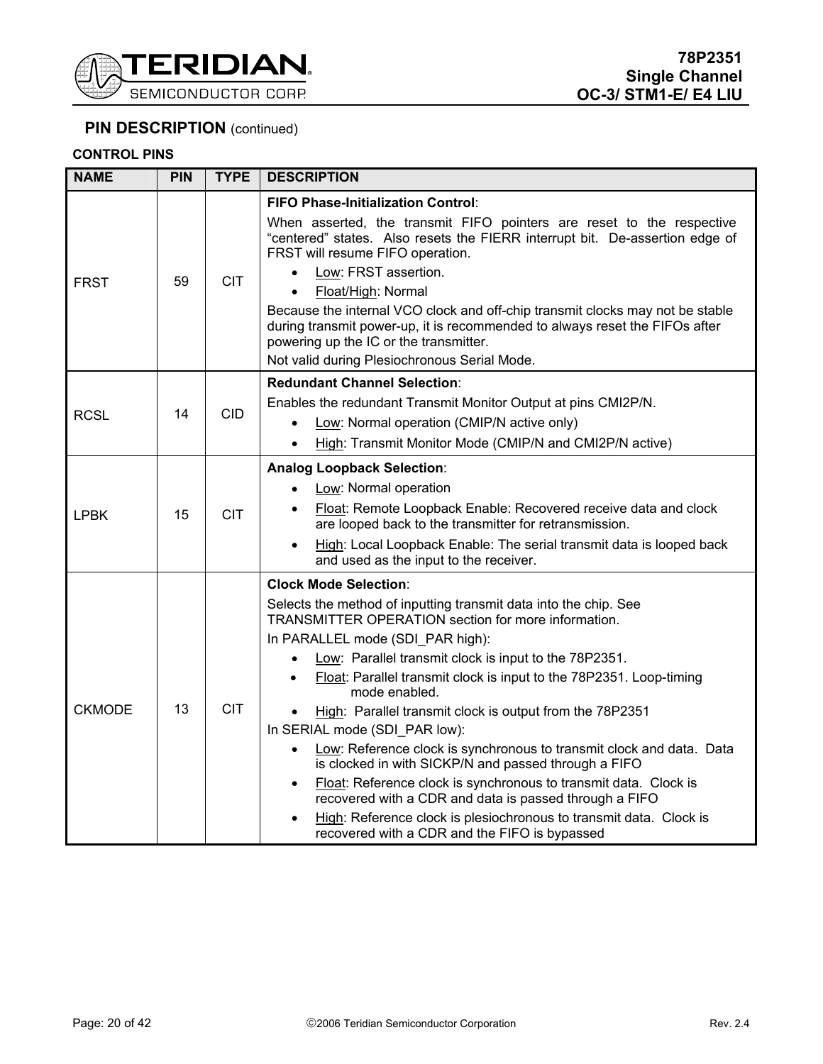## PIN DESCRIPTION (continued)

### CONTROL PINS

| NAME | PIN | TYPE | DESCRIPTION |
|---|---|---|---|
| FRST | 59 | CIT | **FIFO Phase-Initialization Control**:<br>When asserted, the transmit FIFO pointers are reset to the respective "centered" states. Also resets the FIERR interrupt bit. De-assertion edge of FRST will resume FIFO operation.<br>• Low: FRST assertion.<br>• Float/High: Normal<br>Because the internal VCO clock and off-chip transmit clocks may not be stable during transmit power-up, it is recommended to always reset the FIFOs after powering up the IC or the transmitter.<br>Not valid during Plesiochronous Serial Mode. |
| RCSL | 14 | CID | **Redundant Channel Selection**:<br>Enables the redundant Transmit Monitor Output at pins CMI2P/N.<br>• Low: Normal operation (CMIP/N active only)<br>• High: Transmit Monitor Mode (CMIP/N and CMI2P/N active) |
| LPBK | 15 | CIT | **Analog Loopback Selection**:<br>• Low: Normal operation<br>• Float: Remote Loopback Enable: Recovered receive data and clock are looped back to the transmitter for retransmission.<br>• High: Local Loopback Enable: The serial transmit data is looped back and used as the input to the receiver. |
| CKMODE | 13 | CIT | **Clock Mode Selection**:<br>Selects the method of inputting transmit data into the chip. See TRANSMITTER OPERATION section for more information.<br>In PARALLEL mode (SDI_PAR high):<br>• Low: Parallel transmit clock is input to the 78P2351.<br>• Float: Parallel transmit clock is input to the 78P2351. Loop-timing mode enabled.<br>• High: Parallel transmit clock is output from the 78P2351<br>In SERIAL mode (SDI_PAR low):<br>• Low: Reference clock is synchronous to transmit clock and data. Data is clocked in with SICKP/N and passed through a FIFO<br>• Float: Reference clock is synchronous to transmit data. Clock is recovered with a CDR and data is passed through a FIFO<br>• High: Reference clock is plesiochronous to transmit data. Clock is recovered with a CDR and the FIFO is bypassed |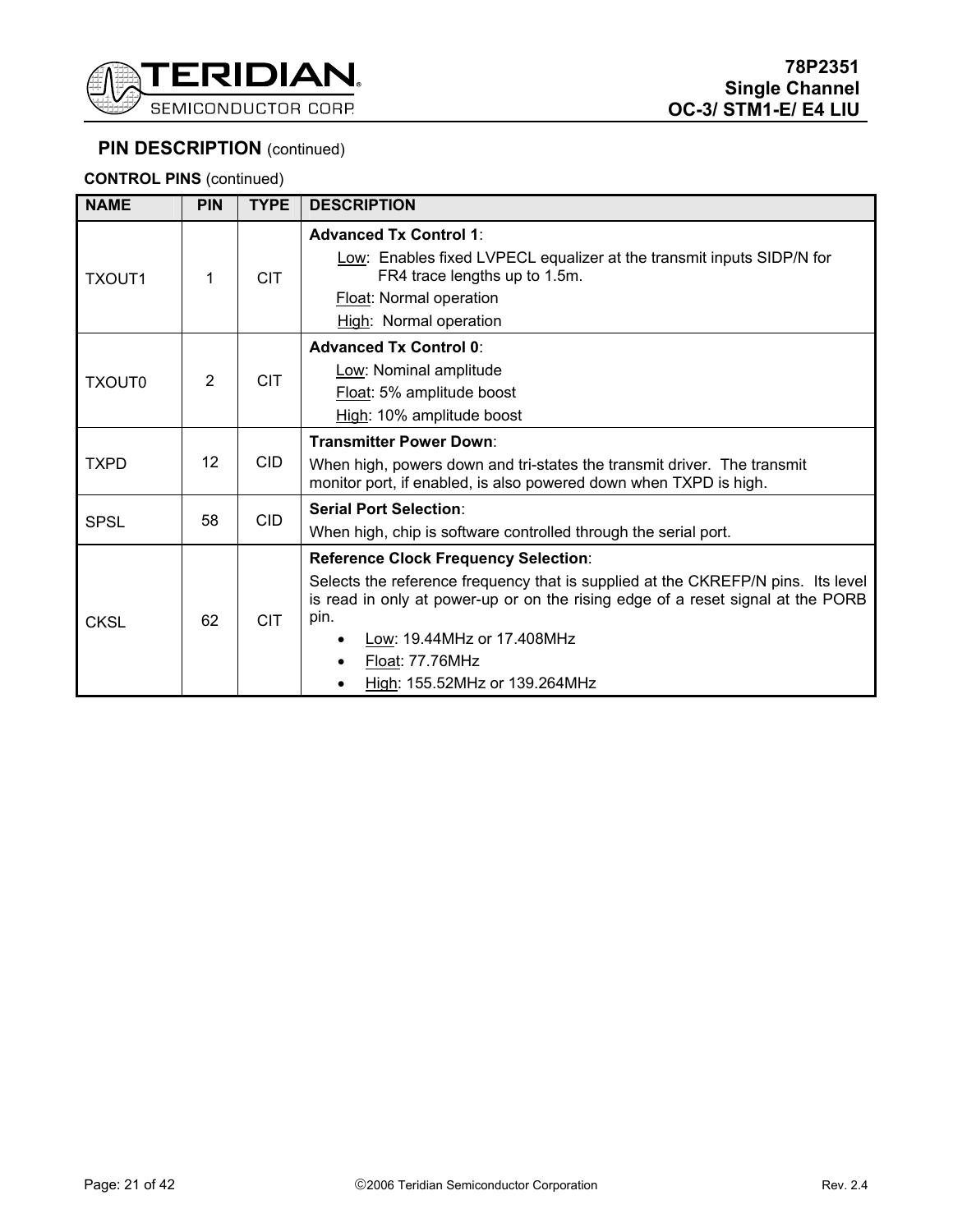## PIN DESCRIPTION (continued)

**CONTROL PINS** (continued)

| NAME | PIN | TYPE | DESCRIPTION |
|---|---|---|---|
| TXOUT1 | 1 | CIT | **Advanced Tx Control 1**:<br>Low: Enables fixed LVPECL equalizer at the transmit inputs SIDP/N for FR4 trace lengths up to 1.5m.<br>Float: Normal operation<br>High: Normal operation |
| TXOUT0 | 2 | CIT | **Advanced Tx Control 0**:<br>Low: Nominal amplitude<br>Float: 5% amplitude boost<br>High: 10% amplitude boost |
| TXPD | 12 | CID | **Transmitter Power Down**:<br>When high, powers down and tri-states the transmit driver. The transmit monitor port, if enabled, is also powered down when TXPD is high. |
| SPSL | 58 | CID | **Serial Port Selection**:<br>When high, chip is software controlled through the serial port. |
| CKSL | 62 | CIT | **Reference Clock Frequency Selection**:<br>Selects the reference frequency that is supplied at the CKREFP/N pins. Its level is read in only at power-up or on the rising edge of a reset signal at the PORB pin.<br>• Low: 19.44MHz or 17.408MHz<br>• Float: 77.76MHz<br>• High: 155.52MHz or 139.264MHz |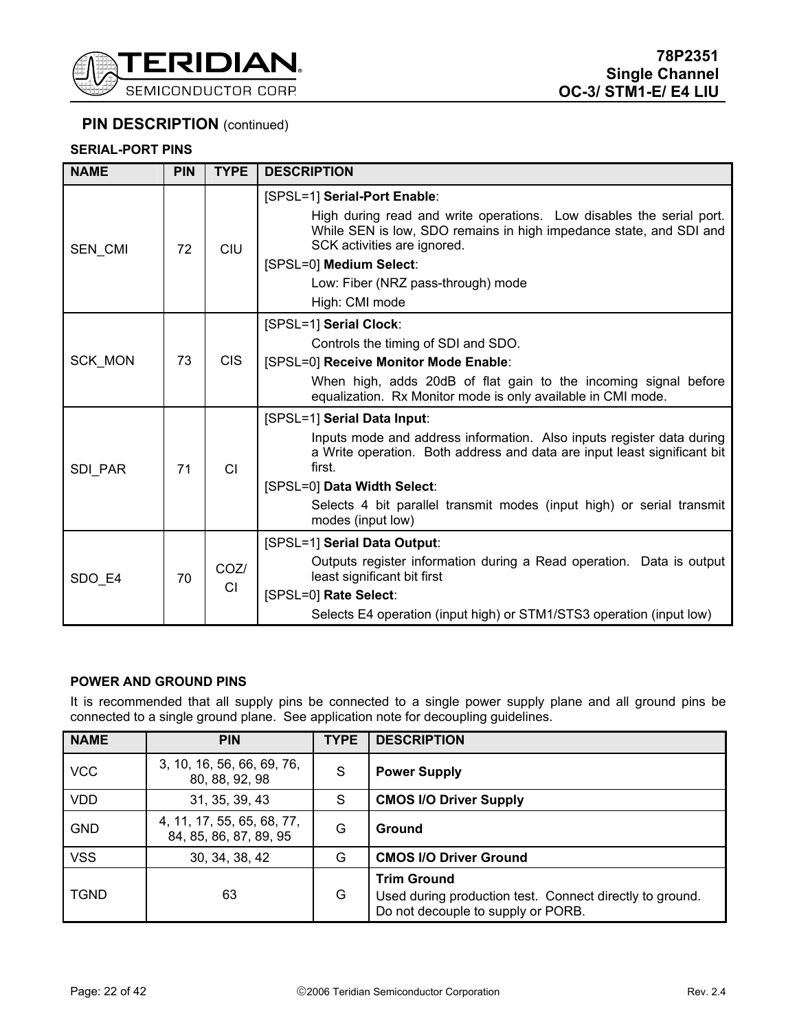## PIN DESCRIPTION (continued)

### SERIAL-PORT PINS

| NAME | PIN | TYPE | DESCRIPTION |
|---|---|---|---|
| SEN_CMI | 72 | CIU | [SPSL=1] **Serial-Port Enable**:<br>High during read and write operations. Low disables the serial port. While SEN is low, SDO remains in high impedance state, and SDI and SCK activities are ignored.<br>[SPSL=0] **Medium Select**:<br>Low: Fiber (NRZ pass-through) mode<br>High: CMI mode |
| SCK_MON | 73 | CIS | [SPSL=1] **Serial Clock**:<br>Controls the timing of SDI and SDO.<br>[SPSL=0] **Receive Monitor Mode Enable**:<br>When high, adds 20dB of flat gain to the incoming signal before equalization. Rx Monitor mode is only available in CMI mode. |
| SDI_PAR | 71 | CI | [SPSL=1] **Serial Data Input**:<br>Inputs mode and address information. Also inputs register data during a Write operation. Both address and data are input least significant bit first.<br>[SPSL=0] **Data Width Select**:<br>Selects 4 bit parallel transmit modes (input high) or serial transmit modes (input low) |
| SDO_E4 | 70 | COZ/ CI | [SPSL=1] **Serial Data Output**:<br>Outputs register information during a Read operation. Data is output least significant bit first<br>[SPSL=0] **Rate Select**:<br>Selects E4 operation (input high) or STM1/STS3 operation (input low) |

### POWER AND GROUND PINS

It is recommended that all supply pins be connected to a single power supply plane and all ground pins be connected to a single ground plane. See application note for decoupling guidelines.

| NAME | PIN | TYPE | DESCRIPTION |
|---|---|---|---|
| VCC | 3, 10, 16, 56, 66, 69, 76, 80, 88, 92, 98 | S | **Power Supply** |
| VDD | 31, 35, 39, 43 | S | **CMOS I/O Driver Supply** |
| GND | 4, 11, 17, 55, 65, 68, 77, 84, 85, 86, 87, 89, 95 | G | **Ground** |
| VSS | 30, 34, 38, 42 | G | **CMOS I/O Driver Ground** |
| TGND | 63 | G | **Trim Ground**<br>Used during production test. Connect directly to ground. Do not decouple to supply or PORB. |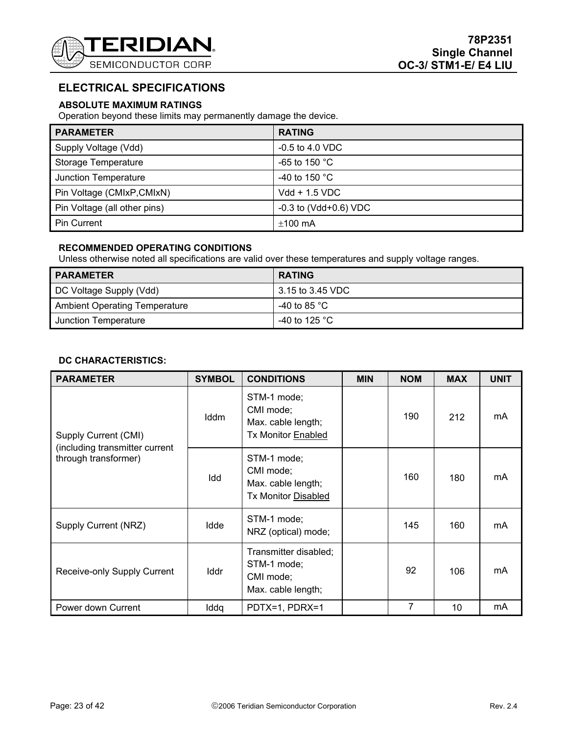## ELECTRICAL SPECIFICATIONS

### ABSOLUTE MAXIMUM RATINGS

Operation beyond these limits may permanently damage the device.

| PARAMETER | RATING |
|---|---|
| Supply Voltage (Vdd) | -0.5 to 4.0 VDC |
| Storage Temperature | -65 to 150 °C |
| Junction Temperature | -40 to 150 °C |
| Pin Voltage (CMIxP,CMIxN) | Vdd + 1.5 VDC |
| Pin Voltage (all other pins) | -0.3 to (Vdd+0.6) VDC |
| Pin Current | ±100 mA |

### RECOMMENDED OPERATING CONDITIONS

Unless otherwise noted all specifications are valid over these temperatures and supply voltage ranges.

| PARAMETER | RATING |
|---|---|
| DC Voltage Supply (Vdd) | 3.15 to 3.45 VDC |
| Ambient Operating Temperature | -40 to 85 °C |
| Junction Temperature | -40 to 125 °C |

### DC CHARACTERISTICS:

| PARAMETER | SYMBOL | CONDITIONS | MIN | NOM | MAX | UNIT |
|---|---|---|---|---|---|---|
| Supply Current (CMI) (including transmitter current through transformer) | Iddm | STM-1 mode; CMI mode; Max. cable length; Tx Monitor Enabled | | 190 | 212 | mA |
| | Idd | STM-1 mode; CMI mode; Max. cable length; Tx Monitor Disabled | | 160 | 180 | mA |
| Supply Current (NRZ) | Idde | STM-1 mode; NRZ (optical) mode; | | 145 | 160 | mA |
| Receive-only Supply Current | Iddr | Transmitter disabled; STM-1 mode; CMI mode; Max. cable length; | | 92 | 106 | mA |
| Power down Current | Iddq | PDTX=1, PDRX=1 | | 7 | 10 | mA |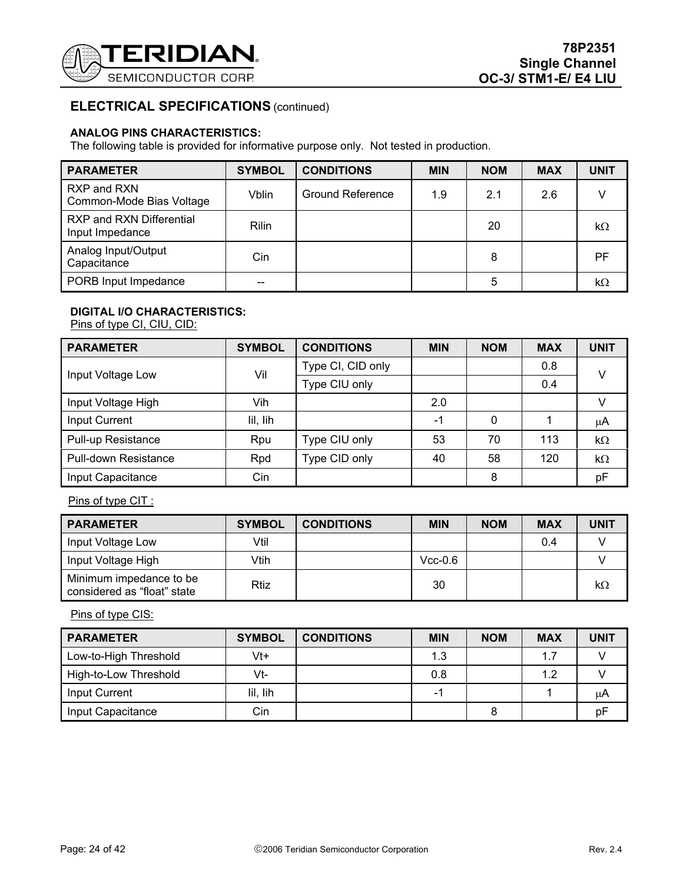## ELECTRICAL SPECIFICATIONS (continued)

### ANALOG PINS CHARACTERISTICS:

The following table is provided for informative purpose only. Not tested in production.

| PARAMETER | SYMBOL | CONDITIONS | MIN | NOM | MAX | UNIT |
|---|---|---|---|---|---|---|
| RXP and RXN Common-Mode Bias Voltage | Vblin | Ground Reference | 1.9 | 2.1 | 2.6 | V |
| RXP and RXN Differential Input Impedance | Rilin | | | 20 | | kΩ |
| Analog Input/Output Capacitance | Cin | | | 8 | | PF |
| PORB Input Impedance | -- | | | 5 | | kΩ |

### DIGITAL I/O CHARACTERISTICS:

Pins of type CI, CIU, CID:

| PARAMETER | SYMBOL | CONDITIONS | MIN | NOM | MAX | UNIT |
|---|---|---|---|---|---|---|
| Input Voltage Low | Vil | Type CI, CID only | | | 0.8 | V |
| | | Type CIU only | | | 0.4 | |
| Input Voltage High | Vih | | 2.0 | | | V |
| Input Current | Iil, Iih | | -1 | 0 | 1 | μA |
| Pull-up Resistance | Rpu | Type CIU only | 53 | 70 | 113 | kΩ |
| Pull-down Resistance | Rpd | Type CID only | 40 | 58 | 120 | kΩ |
| Input Capacitance | Cin | | | 8 | | pF |

Pins of type CIT :

| PARAMETER | SYMBOL | CONDITIONS | MIN | NOM | MAX | UNIT |
|---|---|---|---|---|---|---|
| Input Voltage Low | Vtil | | | | 0.4 | V |
| Input Voltage High | Vtih | | Vcc-0.6 | | | V |
| Minimum impedance to be considered as "float" state | Rtiz | | 30 | | | kΩ |

Pins of type CIS:

| PARAMETER | SYMBOL | CONDITIONS | MIN | NOM | MAX | UNIT |
|---|---|---|---|---|---|---|
| Low-to-High Threshold | Vt+ | | 1.3 | | 1.7 | V |
| High-to-Low Threshold | Vt- | | 0.8 | | 1.2 | V |
| Input Current | Iil, Iih | | -1 | | 1 | μA |
| Input Capacitance | Cin | | | 8 | | pF |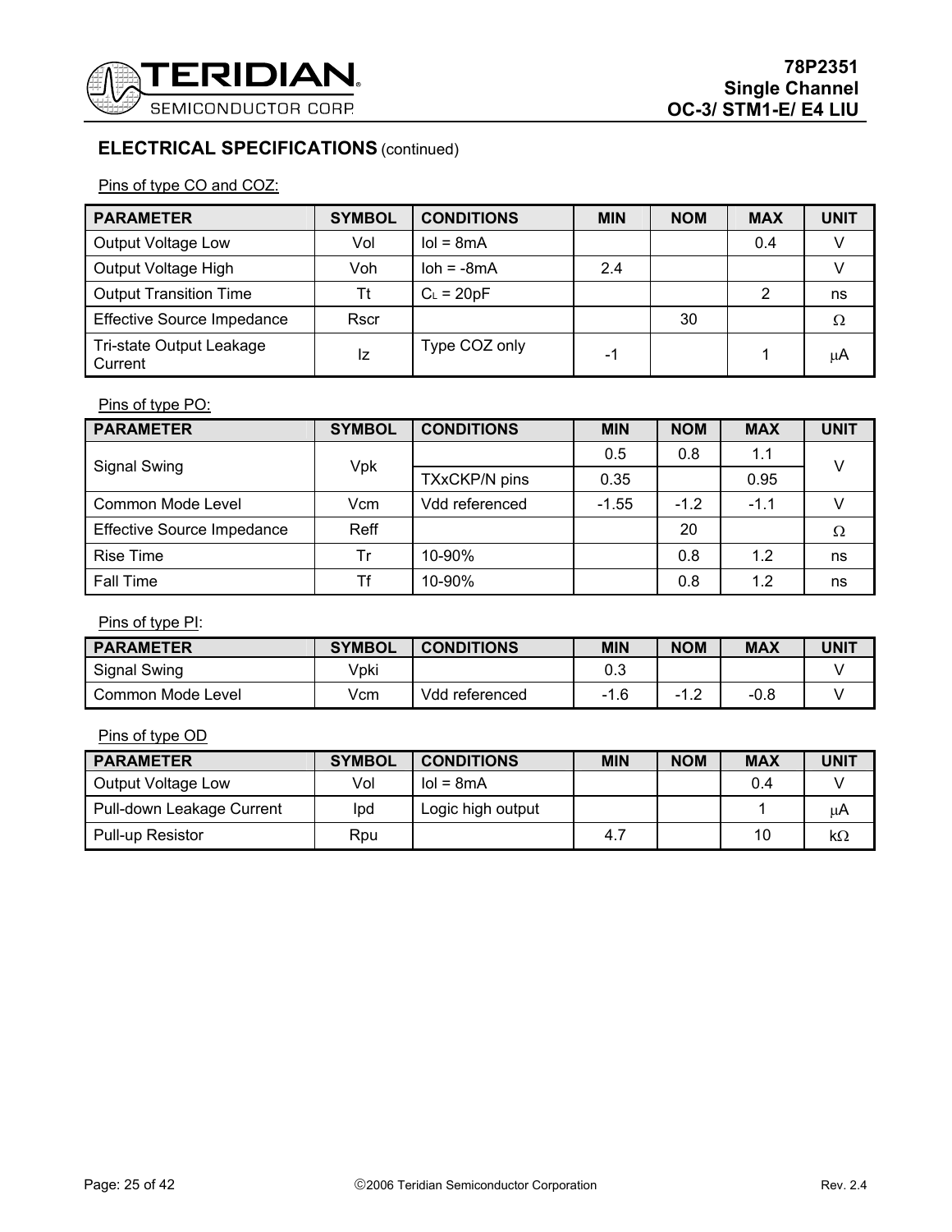## ELECTRICAL SPECIFICATIONS (continued)

Pins of type CO and COZ:

| PARAMETER | SYMBOL | CONDITIONS | MIN | NOM | MAX | UNIT |
|---|---|---|---|---|---|---|
| Output Voltage Low | Vol | Iol = 8mA | | | 0.4 | V |
| Output Voltage High | Voh | Ioh = -8mA | 2.4 | | | V |
| Output Transition Time | Tt | $C_L$ = 20pF | | | 2 | ns |
| Effective Source Impedance | Rscr | | | 30 | | Ω |
| Tri-state Output Leakage Current | Iz | Type COZ only | -1 | | 1 | μA |

Pins of type PO:

| PARAMETER | SYMBOL | CONDITIONS | MIN | NOM | MAX | UNIT |
|---|---|---|---|---|---|---|
| Signal Swing | Vpk | | 0.5 | 0.8 | 1.1 | V |
| | | TXxCKP/N pins | 0.35 | | 0.95 | |
| Common Mode Level | Vcm | Vdd referenced | -1.55 | -1.2 | -1.1 | V |
| Effective Source Impedance | Reff | | | 20 | | Ω |
| Rise Time | Tr | 10-90% | | 0.8 | 1.2 | ns |
| Fall Time | Tf | 10-90% | | 0.8 | 1.2 | ns |

Pins of type PI:

| PARAMETER | SYMBOL | CONDITIONS | MIN | NOM | MAX | UNIT |
|---|---|---|---|---|---|---|
| Signal Swing | Vpki | | 0.3 | | | V |
| Common Mode Level | Vcm | Vdd referenced | -1.6 | -1.2 | -0.8 | V |

Pins of type OD

| PARAMETER | SYMBOL | CONDITIONS | MIN | NOM | MAX | UNIT |
|---|---|---|---|---|---|---|
| Output Voltage Low | Vol | Iol = 8mA | | | 0.4 | V |
| Pull-down Leakage Current | Ipd | Logic high output | | | 1 | μA |
| Pull-up Resistor | Rpu | | 4.7 | | 10 | kΩ |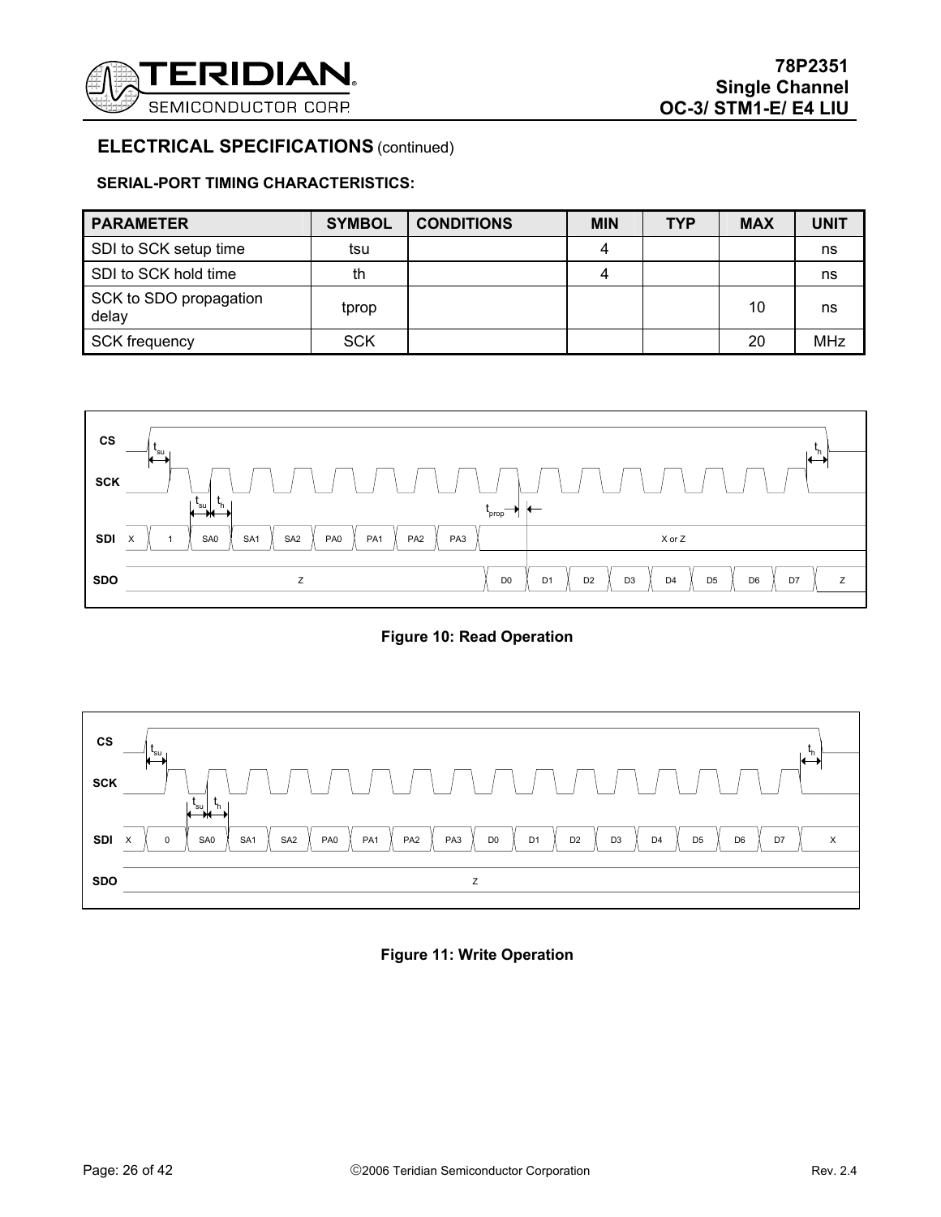## ELECTRICAL SPECIFICATIONS (continued)

### SERIAL-PORT TIMING CHARACTERISTICS:

| PARAMETER | SYMBOL | CONDITIONS | MIN | TYP | MAX | UNIT |
|---|---|---|---|---|---|---|
| SDI to SCK setup time | tsu | | 4 | | | ns |
| SDI to SCK hold time | th | | 4 | | | ns |
| SCK to SDO propagation delay | tprop | | | | 10 | ns |
| SCK frequency | SCK | | | | 20 | MHz |

**Figure 10: Read Operation**

**Figure 11: Write Operation**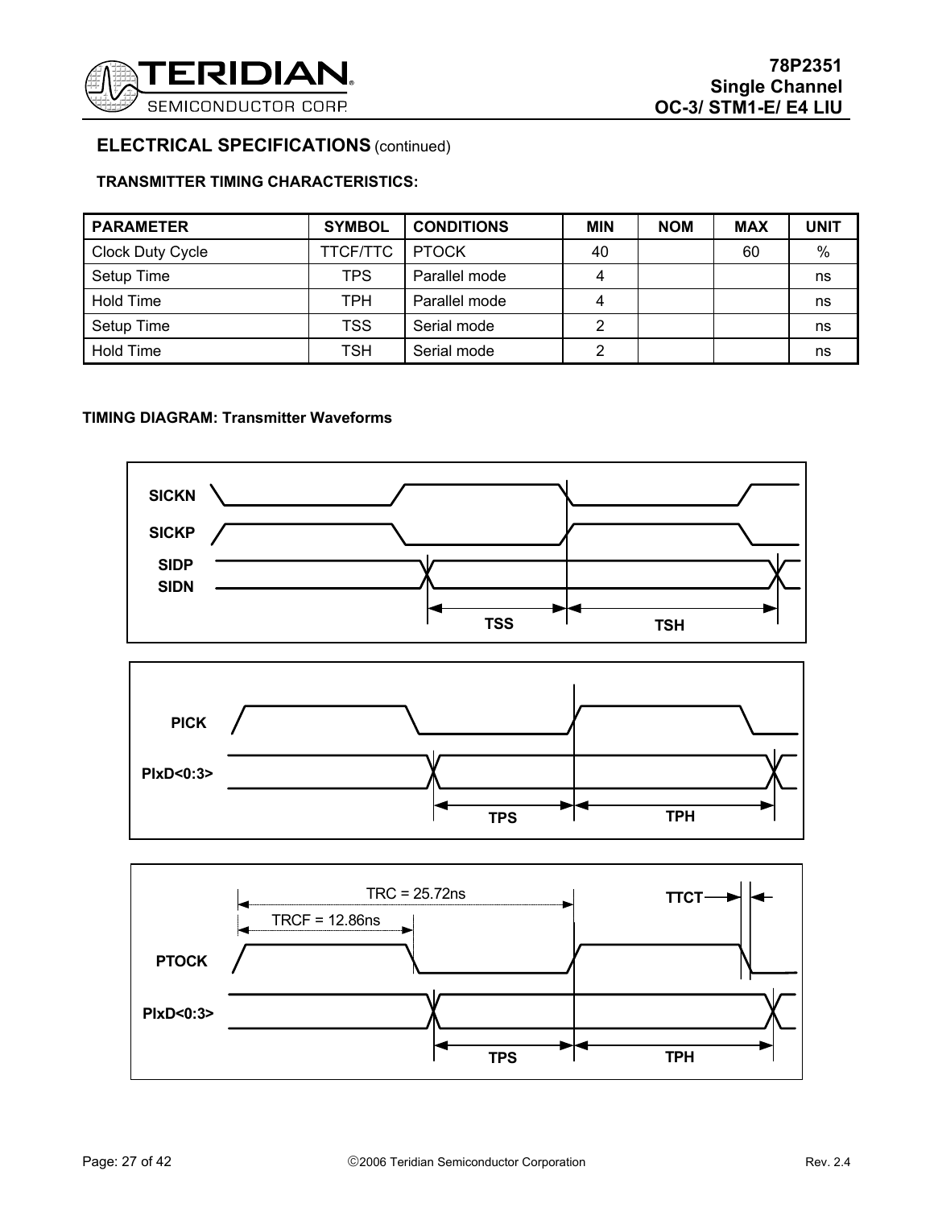## ELECTRICAL SPECIFICATIONS (continued)

**TRANSMITTER TIMING CHARACTERISTICS:**

| PARAMETER | SYMBOL | CONDITIONS | MIN | NOM | MAX | UNIT |
|---|---|---|---|---|---|---|
| Clock Duty Cycle | TTCF/TTC | PTOCK | 40 | | 60 | % |
| Setup Time | TPS | Parallel mode | 4 | | | ns |
| Hold Time | TPH | Parallel mode | 4 | | | ns |
| Setup Time | TSS | Serial mode | 2 | | | ns |
| Hold Time | TSH | Serial mode | 2 | | | ns |

**TIMING DIAGRAM: Transmitter Waveforms**

SICKN
SICKP
SIDP
SIDN
TSS TSH

PICK
PIxD<0:3>
TPS TPH

TRC = 25.72ns
TRCF = 12.86ns
TTCT
PTOCK
PIxD<0:3>
TPS TPH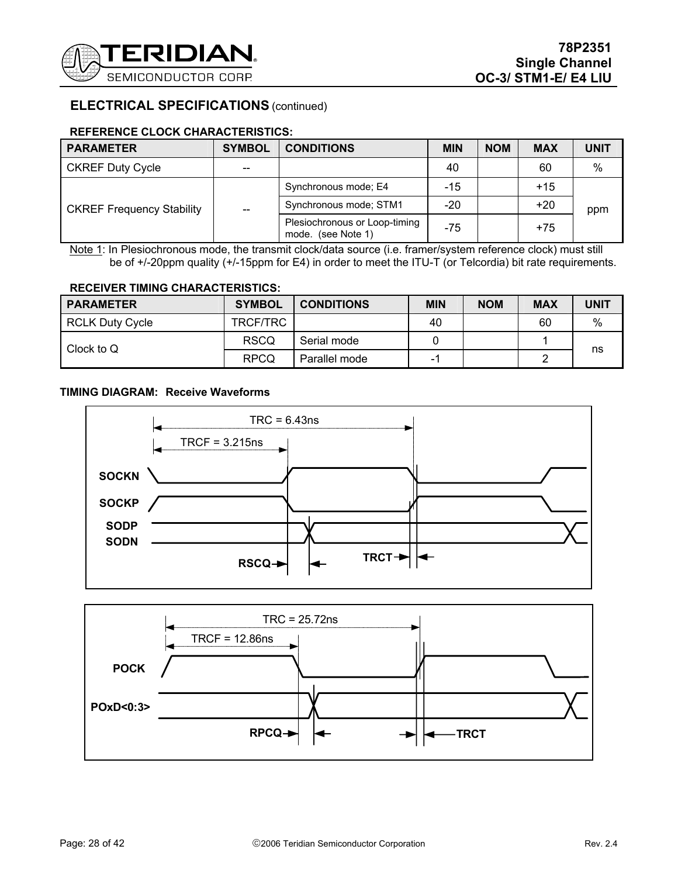## ELECTRICAL SPECIFICATIONS (continued)

### REFERENCE CLOCK CHARACTERISTICS:

| PARAMETER | SYMBOL | CONDITIONS | MIN | NOM | MAX | UNIT |
|---|---|---|---|---|---|---|
| CKREF Duty Cycle | -- | | 40 | | 60 | % |
| CKREF Frequency Stability | -- | Synchronous mode; E4 | -15 | | +15 | ppm |
| | | Synchronous mode; STM1 | -20 | | +20 | |
| | | Plesiochronous or Loop-timing mode. (see Note 1) | -75 | | +75 | |

Note 1: In Plesiochronous mode, the transmit clock/data source (i.e. framer/system reference clock) must still be of +/-20ppm quality (+/-15ppm for E4) in order to meet the ITU-T (or Telcordia) bit rate requirements.

### RECEIVER TIMING CHARACTERISTICS:

| PARAMETER | SYMBOL | CONDITIONS | MIN | NOM | MAX | UNIT |
|---|---|---|---|---|---|---|
| RCLK Duty Cycle | TRCF/TRC | | 40 | | 60 | % |
| Clock to Q | RSCQ | Serial mode | 0 | | 1 | ns |
| | RPCQ | Parallel mode | -1 | | 2 | |

### TIMING DIAGRAM: Receive Waveforms

TRC = 6.43ns
TRCF = 3.215ns
SOCKN
SOCKP
SODP
SODN
RSCQ
TRCT

TRC = 25.72ns
TRCF = 12.86ns
POCK
POxD<0:3>
RPCQ
TRCT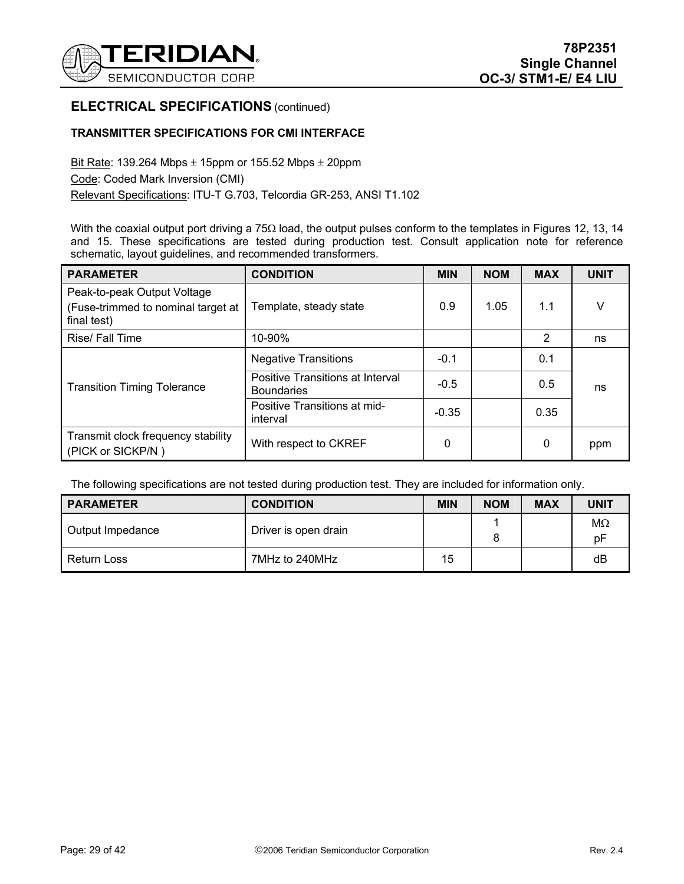## ELECTRICAL SPECIFICATIONS (continued)

### TRANSMITTER SPECIFICATIONS FOR CMI INTERFACE

Bit Rate: 139.264 Mbps ± 15ppm or 155.52 Mbps ± 20ppm

Code: Coded Mark Inversion (CMI)

Relevant Specifications: ITU-T G.703, Telcordia GR-253, ANSI T1.102

With the coaxial output port driving a 75Ω load, the output pulses conform to the templates in Figures 12, 13, 14 and 15. These specifications are tested during production test. Consult application note for reference schematic, layout guidelines, and recommended transformers.

| PARAMETER | CONDITION | MIN | NOM | MAX | UNIT |
|---|---|---|---|---|---|
| Peak-to-peak Output Voltage (Fuse-trimmed to nominal target at final test) | Template, steady state | 0.9 | 1.05 | 1.1 | V |
| Rise/ Fall Time | 10-90% | | | 2 | ns |
| Transition Timing Tolerance | Negative Transitions | -0.1 | | 0.1 | ns |
| | Positive Transitions at Interval Boundaries | -0.5 | | 0.5 | ns |
| | Positive Transitions at mid-interval | -0.35 | | 0.35 | ns |
| Transmit clock frequency stability (PICK or SICKP/N ) | With respect to CKREF | 0 | | 0 | ppm |

The following specifications are not tested during production test. They are included for information only.

| PARAMETER | CONDITION | MIN | NOM | MAX | UNIT |
|---|---|---|---|---|---|
| Output Impedance | Driver is open drain | | 1<br>8 | | MΩ<br>pF |
| Return Loss | 7MHz to 240MHz | 15 | | | dB |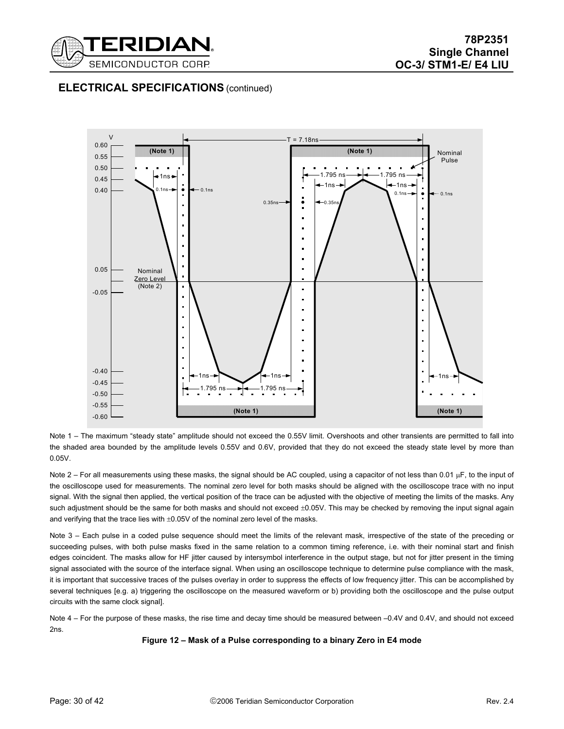## ELECTRICAL SPECIFICATIONS (continued)

Note 1 – The maximum “steady state” amplitude should not exceed the 0.55V limit. Overshoots and other transients are permitted to fall into the shaded area bounded by the amplitude levels 0.55V and 0.6V, provided that they do not exceed the steady state level by more than 0.05V.

Note 2 – For all measurements using these masks, the signal should be AC coupled, using a capacitor of not less than 0.01 μF, to the input of the oscilloscope used for measurements. The nominal zero level for both masks should be aligned with the oscilloscope trace with no input signal. With the signal then applied, the vertical position of the trace can be adjusted with the objective of meeting the limits of the masks. Any such adjustment should be the same for both masks and should not exceed ±0.05V. This may be checked by removing the input signal again and verifying that the trace lies with ±0.05V of the nominal zero level of the masks.

Note 3 – Each pulse in a coded pulse sequence should meet the limits of the relevant mask, irrespective of the state of the preceding or succeeding pulses, with both pulse masks fixed in the same relation to a common timing reference, i.e. with their nominal start and finish edges coincident. The masks allow for HF jitter caused by intersymbol interference in the output stage, but not for jitter present in the timing signal associated with the source of the interface signal. When using an oscilloscope technique to determine pulse compliance with the mask, it is important that successive traces of the pulses overlay in order to suppress the effects of low frequency jitter. This can be accomplished by several techniques [e.g. a) triggering the oscilloscope on the measured waveform or b) providing both the oscilloscope and the pulse output circuits with the same clock signal].

Note 4 – For the purpose of these masks, the rise time and decay time should be measured between –0.4V and 0.4V, and should not exceed 2ns.

**Figure 12 – Mask of a Pulse corresponding to a binary Zero in E4 mode**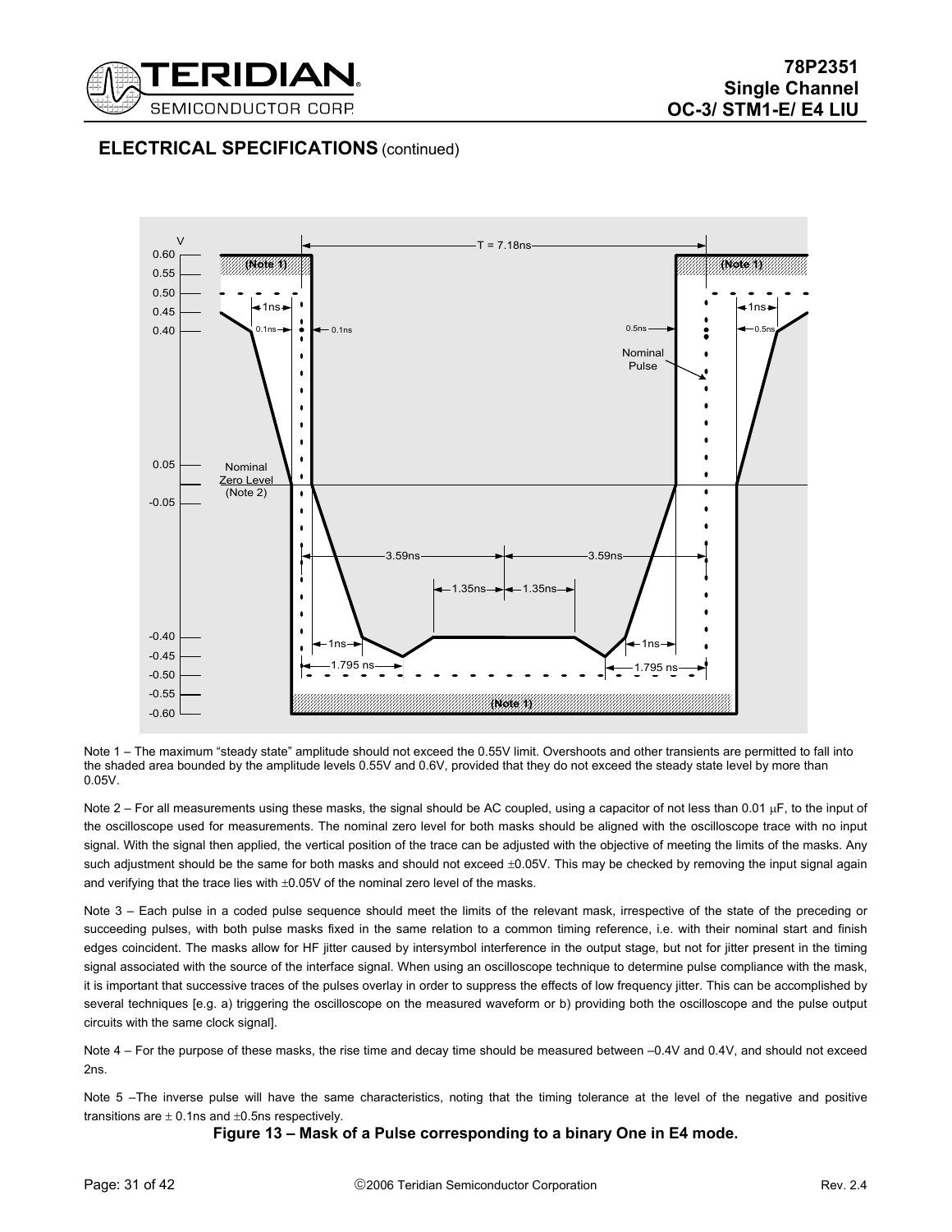## ELECTRICAL SPECIFICATIONS (continued)

Note 1 – The maximum "steady state" amplitude should not exceed the 0.55V limit. Overshoots and other transients are permitted to fall into the shaded area bounded by the amplitude levels 0.55V and 0.6V, provided that they do not exceed the steady state level by more than 0.05V.

Note 2 – For all measurements using these masks, the signal should be AC coupled, using a capacitor of not less than 0.01 μF, to the input of the oscilloscope used for measurements. The nominal zero level for both masks should be aligned with the oscilloscope trace with no input signal. With the signal then applied, the vertical position of the trace can be adjusted with the objective of meeting the limits of the masks. Any such adjustment should be the same for both masks and should not exceed ±0.05V. This may be checked by removing the input signal again and verifying that the trace lies with ±0.05V of the nominal zero level of the masks.

Note 3 – Each pulse in a coded pulse sequence should meet the limits of the relevant mask, irrespective of the state of the preceding or succeeding pulses, with both pulse masks fixed in the same relation to a common timing reference, i.e. with their nominal start and finish edges coincident. The masks allow for HF jitter caused by intersymbol interference in the output stage, but not for jitter present in the timing signal associated with the source of the interface signal. When using an oscilloscope technique to determine pulse compliance with the mask, it is important that successive traces of the pulses overlay in order to suppress the effects of low frequency jitter. This can be accomplished by several techniques [e.g. a) triggering the oscilloscope on the measured waveform or b) providing both the oscilloscope and the pulse output circuits with the same clock signal].

Note 4 – For the purpose of these masks, the rise time and decay time should be measured between –0.4V and 0.4V, and should not exceed 2ns.

Note 5 –The inverse pulse will have the same characteristics, noting that the timing tolerance at the level of the negative and positive transitions are ± 0.1ns and ±0.5ns respectively.

**Figure 13 – Mask of a Pulse corresponding to a binary One in E4 mode.**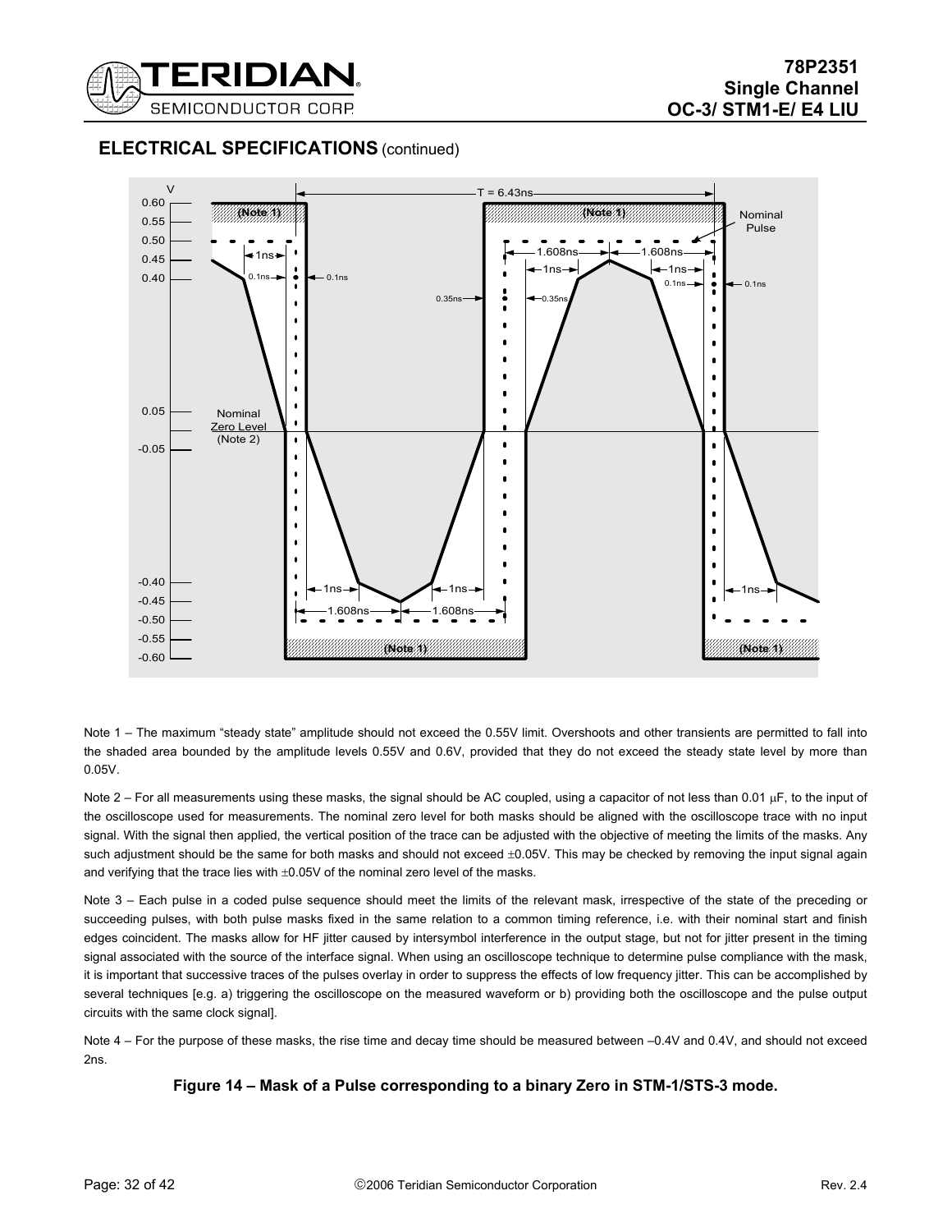## ELECTRICAL SPECIFICATIONS (continued)

Note 1 – The maximum "steady state" amplitude should not exceed the 0.55V limit. Overshoots and other transients are permitted to fall into the shaded area bounded by the amplitude levels 0.55V and 0.6V, provided that they do not exceed the steady state level by more than 0.05V.

Note 2 – For all measurements using these masks, the signal should be AC coupled, using a capacitor of not less than 0.01 μF, to the input of the oscilloscope used for measurements. The nominal zero level for both masks should be aligned with the oscilloscope trace with no input signal. With the signal then applied, the vertical position of the trace can be adjusted with the objective of meeting the limits of the masks. Any such adjustment should be the same for both masks and should not exceed ±0.05V. This may be checked by removing the input signal again and verifying that the trace lies with ±0.05V of the nominal zero level of the masks.

Note 3 – Each pulse in a coded pulse sequence should meet the limits of the relevant mask, irrespective of the state of the preceding or succeeding pulses, with both pulse masks fixed in the same relation to a common timing reference, i.e. with their nominal start and finish edges coincident. The masks allow for HF jitter caused by intersymbol interference in the output stage, but not for jitter present in the timing signal associated with the source of the interface signal. When using an oscilloscope technique to determine pulse compliance with the mask, it is important that successive traces of the pulses overlay in order to suppress the effects of low frequency jitter. This can be accomplished by several techniques [e.g. a) triggering the oscilloscope on the measured waveform or b) providing both the oscilloscope and the pulse output circuits with the same clock signal].

Note 4 – For the purpose of these masks, the rise time and decay time should be measured between –0.4V and 0.4V, and should not exceed 2ns.

**Figure 14 – Mask of a Pulse corresponding to a binary Zero in STM-1/STS-3 mode.**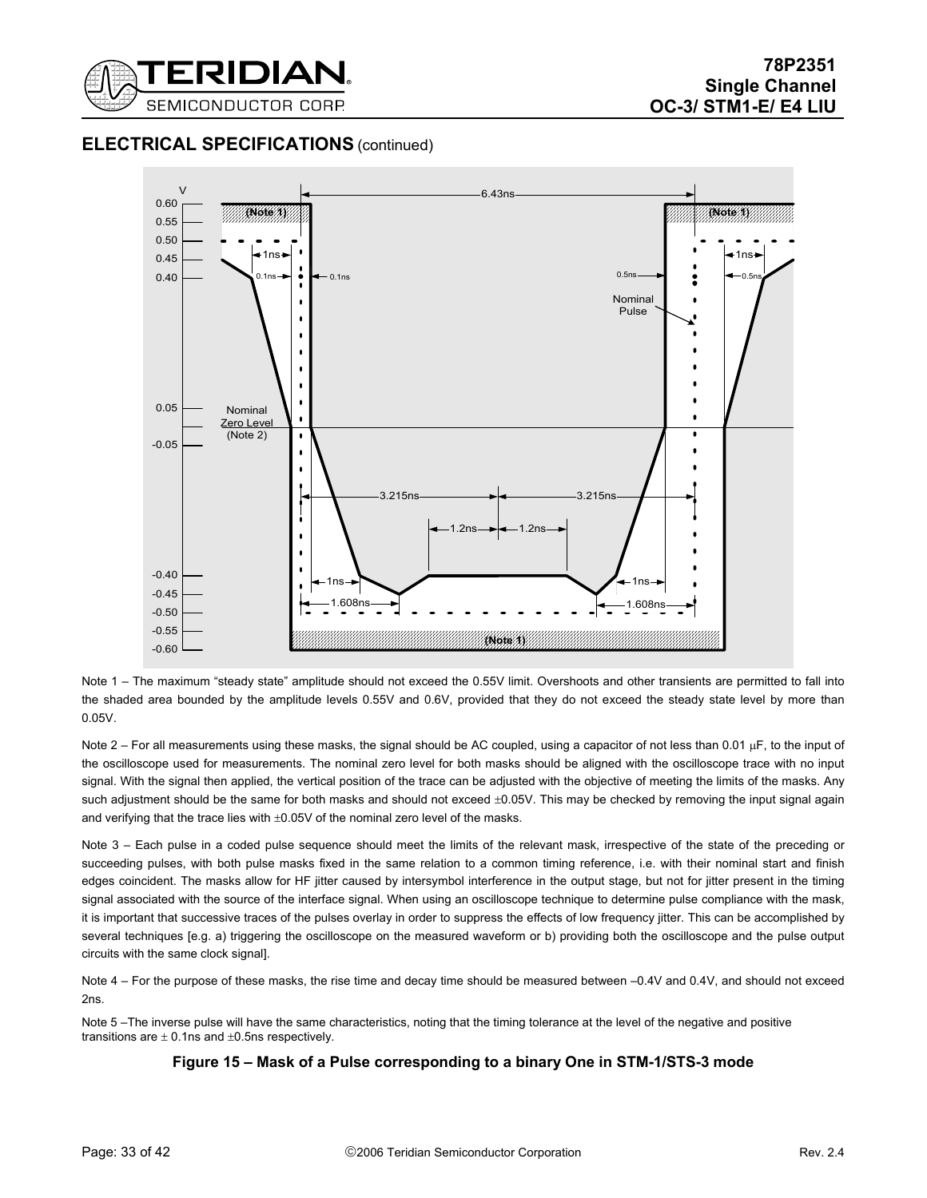## ELECTRICAL SPECIFICATIONS (continued)

Note 1 – The maximum "steady state" amplitude should not exceed the 0.55V limit. Overshoots and other transients are permitted to fall into the shaded area bounded by the amplitude levels 0.55V and 0.6V, provided that they do not exceed the steady state level by more than 0.05V.

Note 2 – For all measurements using these masks, the signal should be AC coupled, using a capacitor of not less than 0.01 μF, to the input of the oscilloscope used for measurements. The nominal zero level for both masks should be aligned with the oscilloscope trace with no input signal. With the signal then applied, the vertical position of the trace can be adjusted with the objective of meeting the limits of the masks. Any such adjustment should be the same for both masks and should not exceed ±0.05V. This may be checked by removing the input signal again and verifying that the trace lies with ±0.05V of the nominal zero level of the masks.

Note 3 – Each pulse in a coded pulse sequence should meet the limits of the relevant mask, irrespective of the state of the preceding or succeeding pulses, with both pulse masks fixed in the same relation to a common timing reference, i.e. with their nominal start and finish edges coincident. The masks allow for HF jitter caused by intersymbol interference in the output stage, but not for jitter present in the timing signal associated with the source of the interface signal. When using an oscilloscope technique to determine pulse compliance with the mask, it is important that successive traces of the pulses overlay in order to suppress the effects of low frequency jitter. This can be accomplished by several techniques [e.g. a) triggering the oscilloscope on the measured waveform or b) providing both the oscilloscope and the pulse output circuits with the same clock signal].

Note 4 – For the purpose of these masks, the rise time and decay time should be measured between –0.4V and 0.4V, and should not exceed 2ns.

Note 5 –The inverse pulse will have the same characteristics, noting that the timing tolerance at the level of the negative and positive transitions are ± 0.1ns and ±0.5ns respectively.

**Figure 15 – Mask of a Pulse corresponding to a binary One in STM-1/STS-3 mode**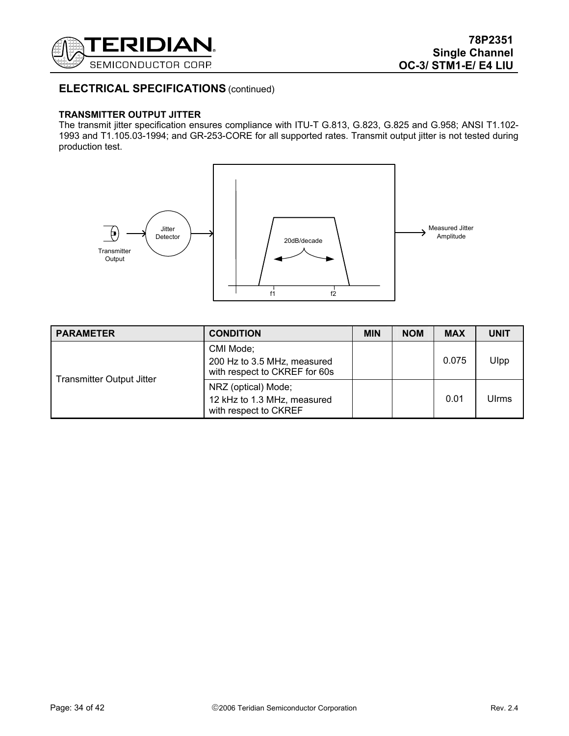## ELECTRICAL SPECIFICATIONS (continued)

**TRANSMITTER OUTPUT JITTER**

The transmit jitter specification ensures compliance with ITU-T G.813, G.823, G.825 and G.958; ANSI T1.102-1993 and T1.105.03-1994; and GR-253-CORE for all supported rates. Transmit output jitter is not tested during production test.

Transmitter Output → Jitter Detector → [20dB/decade, f1, f2] → Measured Jitter Amplitude

| PARAMETER | CONDITION | MIN | NOM | MAX | UNIT |
|---|---|---|---|---|---|
| Transmitter Output Jitter | CMI Mode; 200 Hz to 3.5 MHz, measured with respect to CKREF for 60s | | | 0.075 | UIpp |
| | NRZ (optical) Mode; 12 kHz to 1.3 MHz, measured with respect to CKREF | | | 0.01 | UIrms |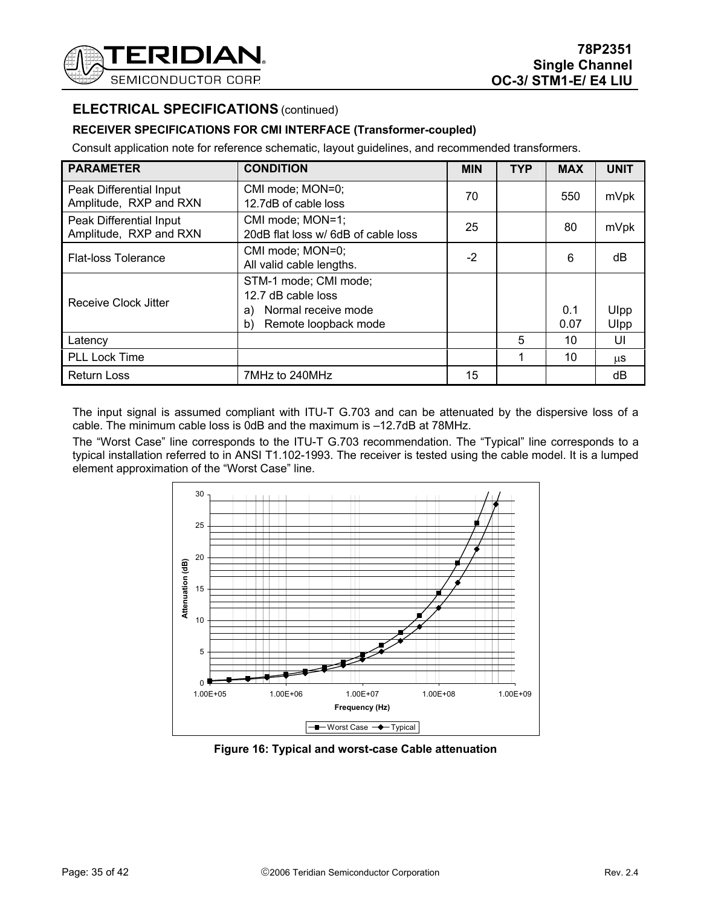## ELECTRICAL SPECIFICATIONS (continued)

### RECEIVER SPECIFICATIONS FOR CMI INTERFACE (Transformer-coupled)

Consult application note for reference schematic, layout guidelines, and recommended transformers.

| PARAMETER | CONDITION | MIN | TYP | MAX | UNIT |
|---|---|---|---|---|---|
| Peak Differential Input Amplitude, RXP and RXN | CMI mode; MON=0; 12.7dB of cable loss | 70 | | 550 | mVpk |
| Peak Differential Input Amplitude, RXP and RXN | CMI mode; MON=1; 20dB flat loss w/ 6dB of cable loss | 25 | | 80 | mVpk |
| Flat-loss Tolerance | CMI mode; MON=0; All valid cable lengths. | -2 | | 6 | dB |
| Receive Clock Jitter | STM-1 mode; CMI mode; 12.7 dB cable loss<br>a) Normal receive mode<br>b) Remote loopback mode | | | <br><br>0.1<br>0.07 | <br><br>UIpp<br>UIpp |
| Latency | | | 5 | 10 | UI |
| PLL Lock Time | | | 1 | 10 | µs |
| Return Loss | 7MHz to 240MHz | 15 | | | dB |

The input signal is assumed compliant with ITU-T G.703 and can be attenuated by the dispersive loss of a cable. The minimum cable loss is 0dB and the maximum is –12.7dB at 78MHz.

The "Worst Case" line corresponds to the ITU-T G.703 recommendation. The "Typical" line corresponds to a typical installation referred to in ANSI T1.102-1993. The receiver is tested using the cable model. It is a lumped element approximation of the "Worst Case" line.

Figure 16: Typical and worst-case Cable attenuation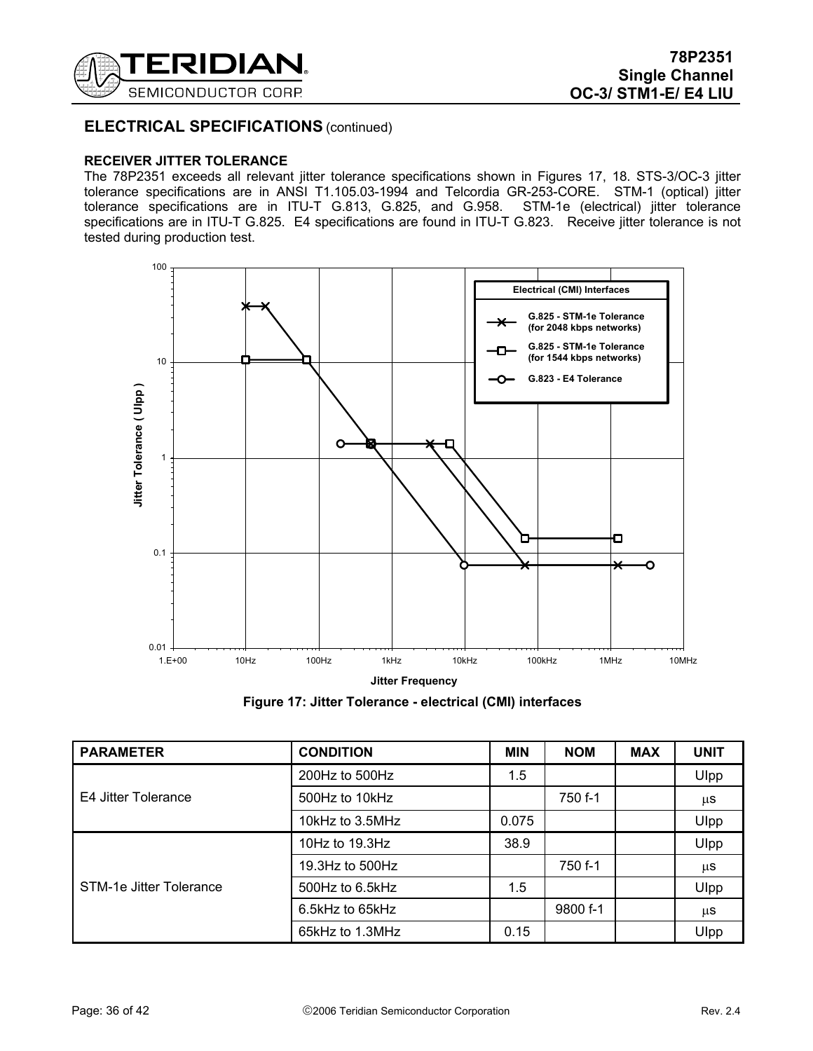## ELECTRICAL SPECIFICATIONS (continued)

### RECEIVER JITTER TOLERANCE

The 78P2351 exceeds all relevant jitter tolerance specifications shown in Figures 17, 18. STS-3/OC-3 jitter tolerance specifications are in ANSI T1.105.03-1994 and Telcordia GR-253-CORE. STM-1 (optical) jitter tolerance specifications are in ITU-T G.813, G.825, and G.958. STM-1e (electrical) jitter tolerance specifications are in ITU-T G.825. E4 specifications are found in ITU-T G.823. Receive jitter tolerance is not tested during production test.

Figure 17: Jitter Tolerance - electrical (CMI) interfaces

| PARAMETER | CONDITION | MIN | NOM | MAX | UNIT |
|---|---|---|---|---|---|
| E4 Jitter Tolerance | 200Hz to 500Hz | 1.5 | | | UIpp |
| | 500Hz to 10kHz | | 750 f-1 | | μs |
| | 10kHz to 3.5MHz | 0.075 | | | UIpp |
| STM-1e Jitter Tolerance | 10Hz to 19.3Hz | 38.9 | | | UIpp |
| | 19.3Hz to 500Hz | | 750 f-1 | | μs |
| | 500Hz to 6.5kHz | 1.5 | | | UIpp |
| | 6.5kHz to 65kHz | | 9800 f-1 | | μs |
| | 65kHz to 1.3MHz | 0.15 | | | UIpp |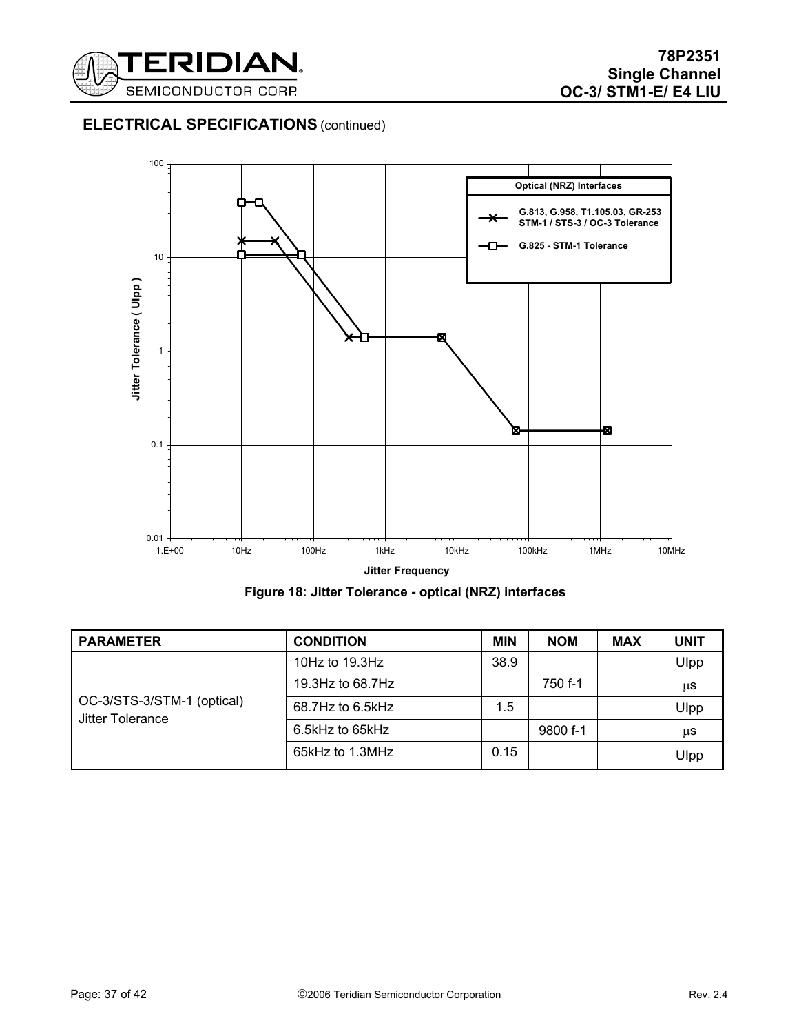## ELECTRICAL SPECIFICATIONS (continued)

Figure 18: Jitter Tolerance - optical (NRZ) interfaces

| PARAMETER | CONDITION | MIN | NOM | MAX | UNIT |
|---|---|---|---|---|---|
| OC-3/STS-3/STM-1 (optical) Jitter Tolerance | 10Hz to 19.3Hz | 38.9 | | | UIpp |
| | 19.3Hz to 68.7Hz | | 750 f-1 | | μs |
| | 68.7Hz to 6.5kHz | 1.5 | | | UIpp |
| | 6.5kHz to 65kHz | | 9800 f-1 | | μs |
| | 65kHz to 1.3MHz | 0.15 | | | UIpp |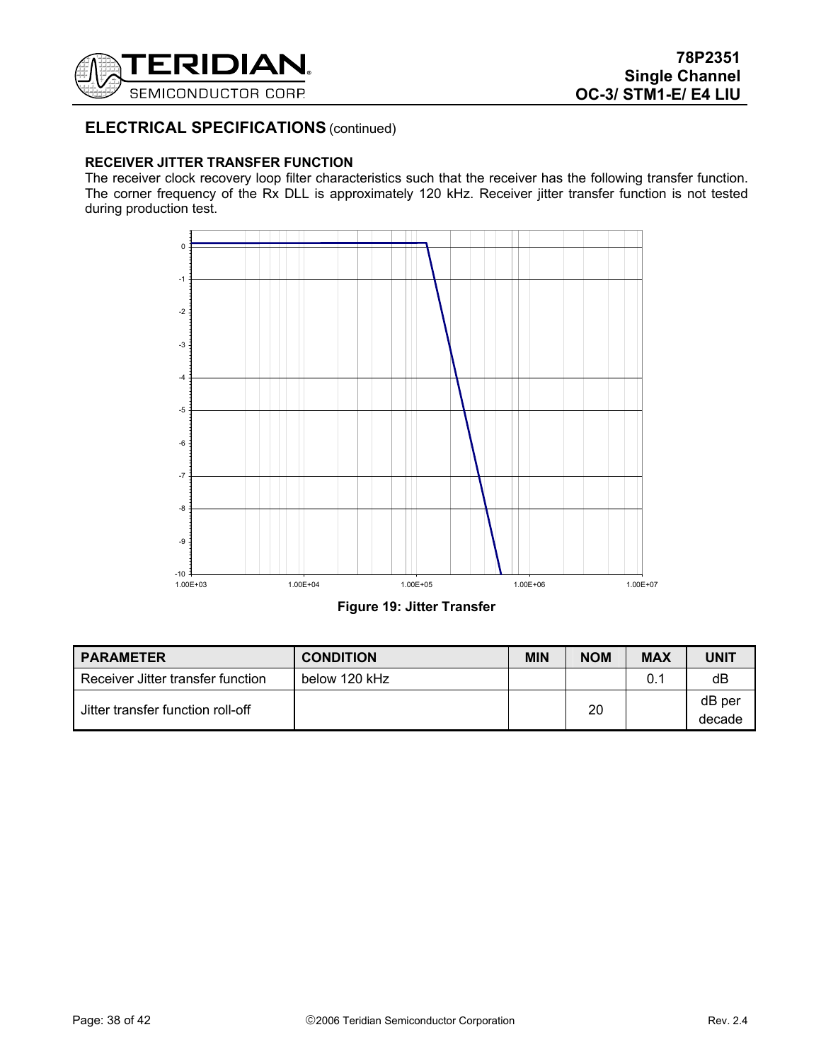## ELECTRICAL SPECIFICATIONS (continued)

### RECEIVER JITTER TRANSFER FUNCTION

The receiver clock recovery loop filter characteristics such that the receiver has the following transfer function. The corner frequency of the Rx DLL is approximately 120 kHz. Receiver jitter transfer function is not tested during production test.

**Figure 19: Jitter Transfer**

| PARAMETER | CONDITION | MIN | NOM | MAX | UNIT |
| --- | --- | --- | --- | --- | --- |
| Receiver Jitter transfer function | below 120 kHz | | | 0.1 | dB |
| Jitter transfer function roll-off | | | 20 | | dB per decade |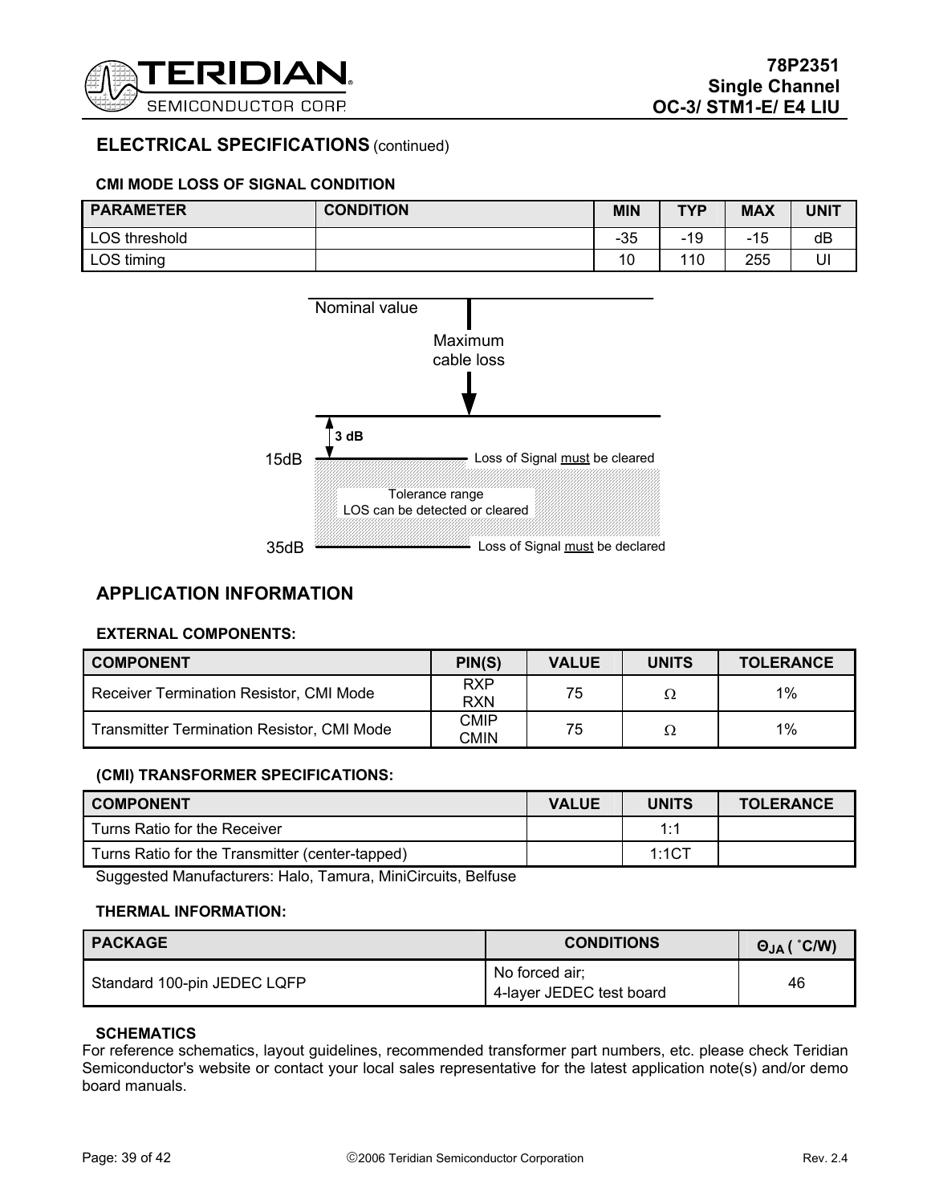## ELECTRICAL SPECIFICATIONS (continued)

### CMI MODE LOSS OF SIGNAL CONDITION

| PARAMETER | CONDITION | MIN | TYP | MAX | UNIT |
| --- | --- | --- | --- | --- | --- |
| LOS threshold | | -35 | -19 | -15 | dB |
| LOS timing | | 10 | 110 | 255 | UI |

Nominal value

Maximum cable loss

3 dB

15dB — Loss of Signal must be cleared

Tolerance range
LOS can be detected or cleared

35dB — Loss of Signal must be declared

## APPLICATION INFORMATION

### EXTERNAL COMPONENTS:

| COMPONENT | PIN(S) | VALUE | UNITS | TOLERANCE |
| --- | --- | --- | --- | --- |
| Receiver Termination Resistor, CMI Mode | RXP RXN | 75 | Ω | 1% |
| Transmitter Termination Resistor, CMI Mode | CMIP CMIN | 75 | Ω | 1% |

### (CMI) TRANSFORMER SPECIFICATIONS:

| COMPONENT | VALUE | UNITS | TOLERANCE |
| --- | --- | --- | --- |
| Turns Ratio for the Receiver | | 1:1 | |
| Turns Ratio for the Transmitter (center-tapped) | | 1:1CT | |

Suggested Manufacturers: Halo, Tamura, MiniCircuits, Belfuse

### THERMAL INFORMATION:

| PACKAGE | CONDITIONS | $\Theta_{JA}$ (˚C/W) |
| --- | --- | --- |
| Standard 100-pin JEDEC LQFP | No forced air; 4-layer JEDEC test board | 46 |

### SCHEMATICS

For reference schematics, layout guidelines, recommended transformer part numbers, etc. please check Teridian Semiconductor's website or contact your local sales representative for the latest application note(s) and/or demo board manuals.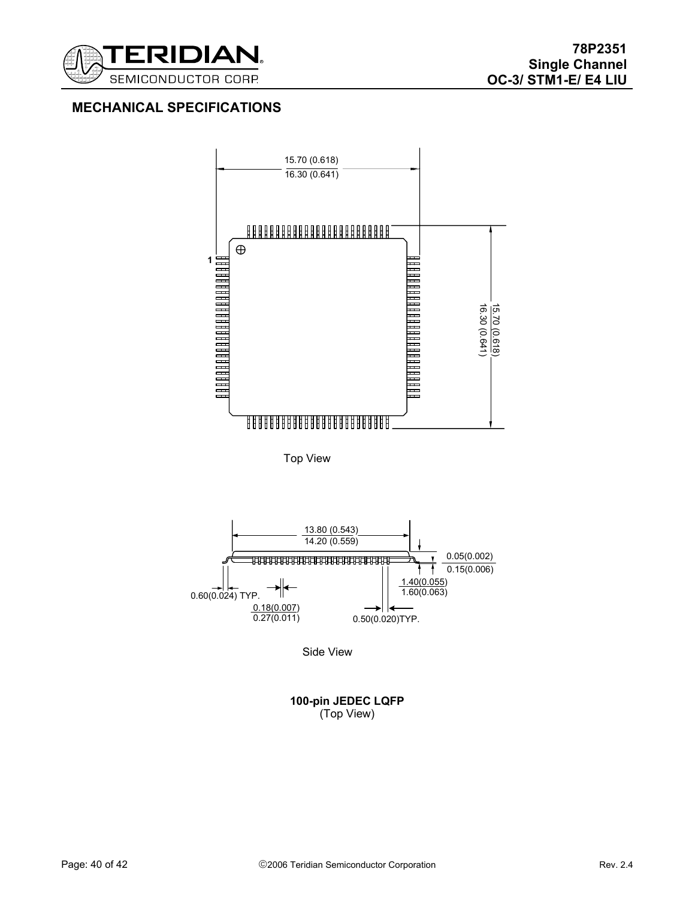## MECHANICAL SPECIFICATIONS

15.70 (0.618)
16.30 (0.641)

1

15.70 (0.618)
16.30 (0.641)

Top View

13.80 (0.543)
14.20 (0.559)

0.05(0.002)
0.15(0.006)

1.40(0.055)
1.60(0.063)

0.60(0.024) TYP.

0.18(0.007)
0.27(0.011)

0.50(0.020)TYP.

Side View

**100-pin JEDEC LQFP**
(Top View)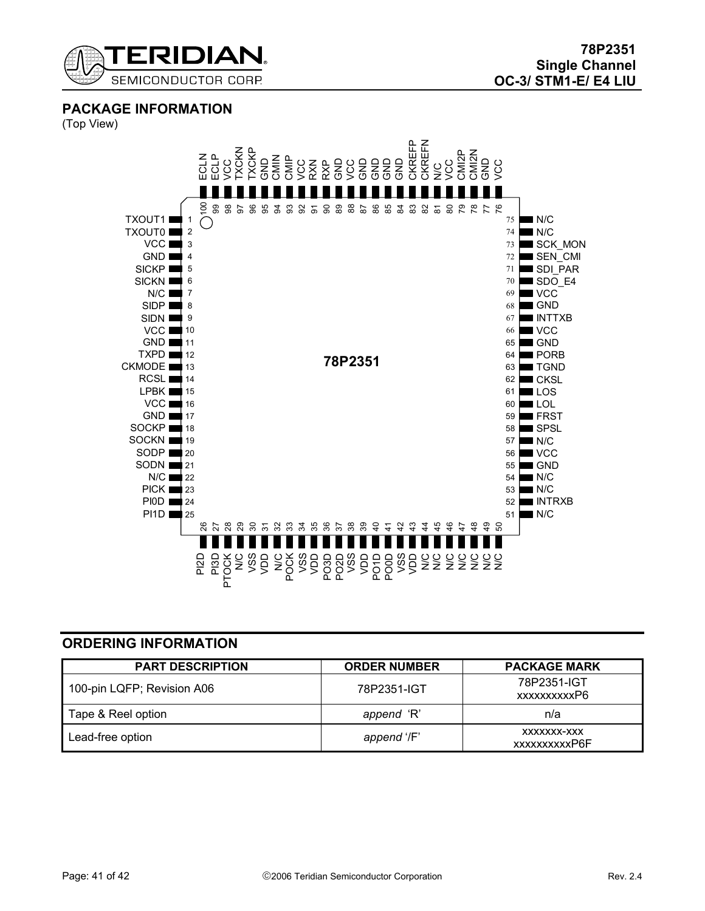## PACKAGE INFORMATION

(Top View)

| Pin | Name | Pin | Name | Pin | Name | Pin | Name |
|---|---|---|---|---|---|---|---|
| 1 | TXOUT1 | 26 | PI2D | 51 | N/C | 76 | VCC |
| 2 | TXOUT0 | 27 | PI3D | 52 | INTRXB | 77 | GND |
| 3 | VCC | 28 | PTOCK | 53 | N/C | 78 | CMI2N |
| 4 | GND | 29 | N/C | 54 | N/C | 79 | CMI2P |
| 5 | SICKP | 30 | VSS | 55 | GND | 80 | VCC |
| 6 | SICKN | 31 | VDD | 56 | VCC | 81 | N/C |
| 7 | N/C | 32 | N/C | 57 | N/C | 82 | CKREFN |
| 8 | SIDP | 33 | POCK | 58 | SPSL | 83 | CKREFP |
| 9 | SIDN | 34 | VSS | 59 | FRST | 84 | GND |
| 10 | VCC | 35 | VDD | 60 | LOL | 85 | GND |
| 11 | GND | 36 | PO3D | 61 | LOS | 86 | GND |
| 12 | TXPD | 37 | PO2D | 62 | CKSL | 87 | GND |
| 13 | CKMODE | 38 | VSS | 63 | TGND | 88 | VCC |
| 14 | RCSL | 39 | VDD | 64 | PORB | 89 | GND |
| 15 | LPBK | 40 | PO1D | 65 | GND | 90 | RXP |
| 16 | VCC | 41 | PO0D | 66 | VCC | 91 | RXN |
| 17 | GND | 42 | VSS | 67 | INTTXB | 92 | VCC |
| 18 | SOCKP | 43 | VDD | 68 | GND | 93 | CMIP |
| 19 | SOCKN | 44 | N/C | 69 | VCC | 94 | CMIN |
| 20 | SODP | 45 | N/C | 70 | SDO_E4 | 95 | GND |
| 21 | SODN | 46 | N/C | 71 | SDI_PAR | 96 | TXCKP |
| 22 | N/C | 47 | N/C | 72 | SEN_CMI | 97 | TXCKN |
| 23 | PICK | 48 | N/C | 73 | SCK_MON | 98 | VCC |
| 24 | PI0D | 49 | N/C | 74 | N/C | 99 | ECLP |
| 25 | PI1D | 50 | N/C | 75 | N/C | 100 | ECLN |

78P2351

## ORDERING INFORMATION

| PART DESCRIPTION | ORDER NUMBER | PACKAGE MARK |
|---|---|---|
| 100-pin LQFP; Revision A06 | 78P2351-IGT | 78P2351-IGT xxxxxxxxxxP6 |
| Tape & Reel option | *append* 'R' | n/a |
| Lead-free option | *append* '/F' | xxxxxxx-xxx xxxxxxxxxxP6F |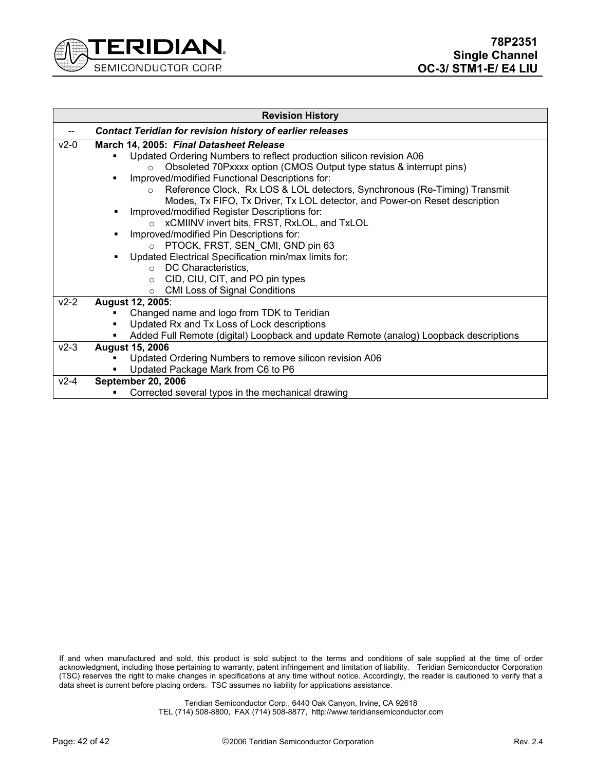| Revision History | |
|---|---|
| -- | ***Contact Teridian for revision history of earlier releases*** |
| v2-0 | **March 14, 2005: *Final Datasheet Release***<br>▪ Updated Ordering Numbers to reflect production silicon revision A06<br>&nbsp;&nbsp;&nbsp;&nbsp;○ Obsoleted 70Pxxxx option (CMOS Output type status & interrupt pins)<br>▪ Improved/modified Functional Descriptions for:<br>&nbsp;&nbsp;&nbsp;&nbsp;○ Reference Clock, Rx LOS & LOL detectors, Synchronous (Re-Timing) Transmit Modes, Tx FIFO, Tx Driver, Tx LOL detector, and Power-on Reset description<br>▪ Improved/modified Register Descriptions for:<br>&nbsp;&nbsp;&nbsp;&nbsp;○ xCMIINV invert bits, FRST, RxLOL, and TxLOL<br>▪ Improved/modified Pin Descriptions for:<br>&nbsp;&nbsp;&nbsp;&nbsp;○ PTOCK, FRST, SEN_CMI, GND pin 63<br>▪ Updated Electrical Specification min/max limits for:<br>&nbsp;&nbsp;&nbsp;&nbsp;○ DC Characteristics,<br>&nbsp;&nbsp;&nbsp;&nbsp;○ CID, CIU, CIT, and PO pin types<br>&nbsp;&nbsp;&nbsp;&nbsp;○ CMI Loss of Signal Conditions |
| v2-2 | **August 12, 2005**:<br>▪ Changed name and logo from TDK to Teridian<br>▪ Updated Rx and Tx Loss of Lock descriptions<br>▪ Added Full Remote (digital) Loopback and update Remote (analog) Loopback descriptions |
| v2-3 | **August 15, 2006**<br>▪ Updated Ordering Numbers to remove silicon revision A06<br>▪ Updated Package Mark from C6 to P6 |
| v2-4 | **September 20, 2006**<br>▪ Corrected several typos in the mechanical drawing |

If and when manufactured and sold, this product is sold subject to the terms and conditions of sale supplied at the time of order acknowledgment, including those pertaining to warranty, patent infringement and limitation of liability. Teridian Semiconductor Corporation (TSC) reserves the right to make changes in specifications at any time without notice. Accordingly, the reader is cautioned to verify that a data sheet is current before placing orders. TSC assumes no liability for applications assistance.

Teridian Semiconductor Corp., 6440 Oak Canyon, Irvine, CA 92618
TEL (714) 508-8800, FAX (714) 508-8877, http://www.teridiansemiconductor.com